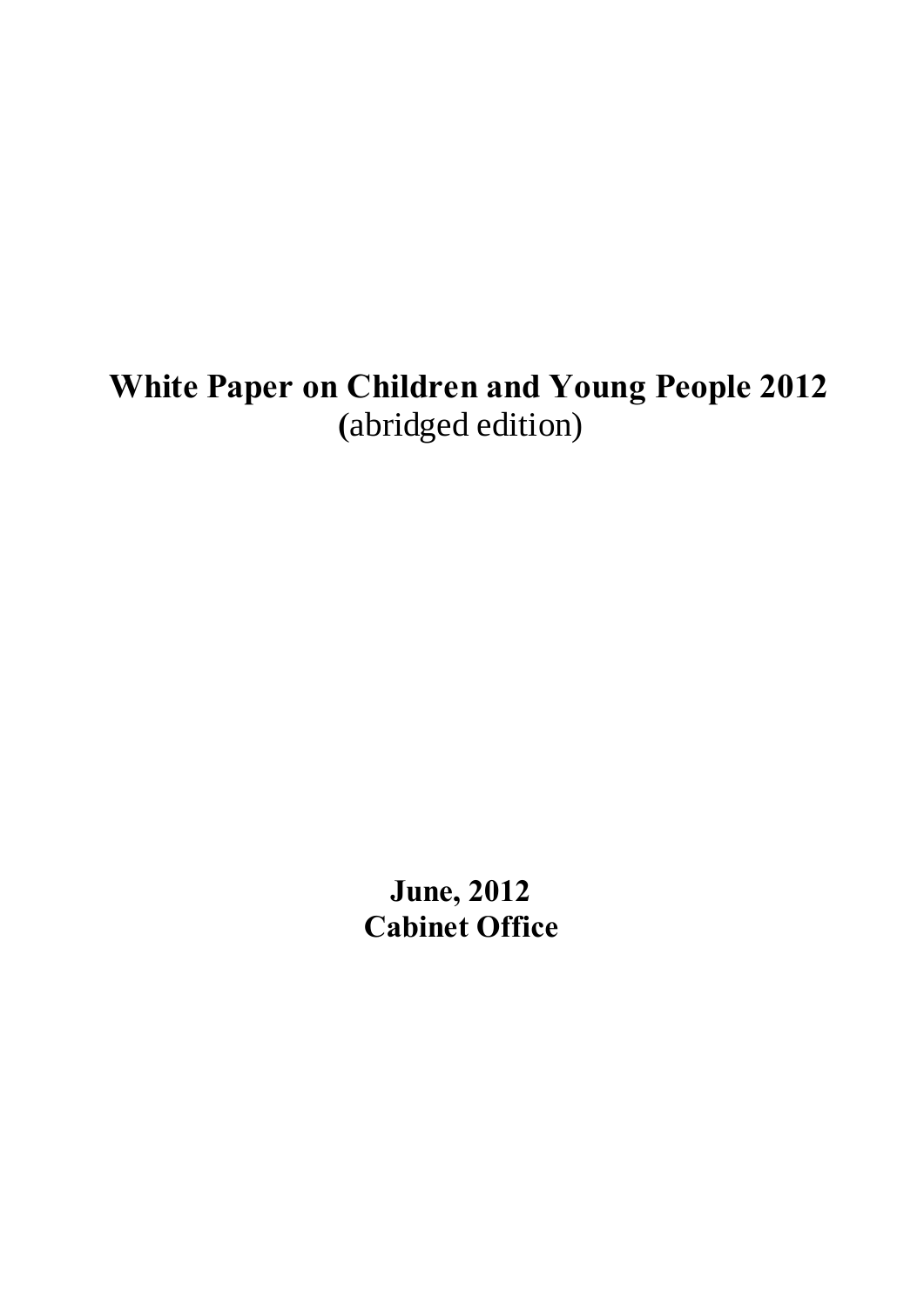# White Paper on Children and Young People 2012

(abridged edition)

**June, 2012**

**Cabinet Office**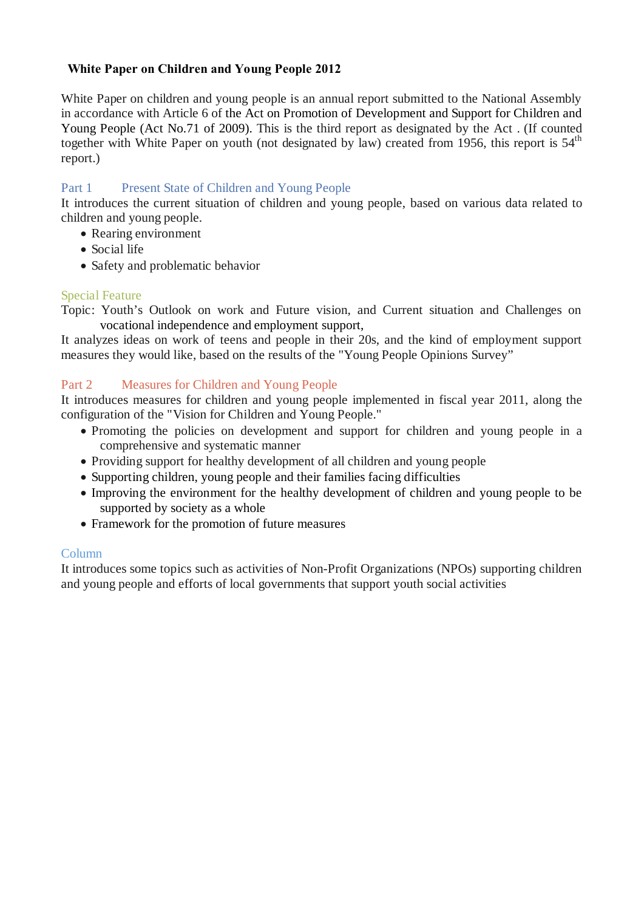**White Paper on Children and Young People 2012**

White Paper on children and young people is an annual report submitted to the National Assembly in accordance with Article 6 of the Act on Promotion of Development and Support for Children and Young People (Act No.71 of 2009). This is the third report as designated by the Act . (If counted together with White Paper on youth (not designated by law) created from 1956, this report is 54th report.)

## Part 1 Present State of Children and Young People

It introduces the current situation of children and young people, based on various data related to children and young people.

- Rearing environment
- Social life
- Safety and problematic behavior

## Special Feature

Topic: Youth's Outlook on work and Future vision, and Current situation and Challenges on vocational independence and employment support,

It analyzes ideas on work of teens and people in their 20s, and the kind of employment support measures they would like, based on the results of the "Young People Opinions Survey"

## Part 2 Measures for Children and Young People

It introduces measures for children and young people implemented in fiscal year 2011, along the configuration of the "Vision for Children and Young People."

- Promoting the policies on development and support for children and young people in a comprehensive and systematic manner
- Providing support for healthy development of all children and young people
- Supporting children, young people and their families facing difficulties
- Improving the environment for the healthy development of children and young people to be supported by society as a whole
- Framework for the promotion of future measures

## Column

It introduces some topics such as activities of Non-Profit Organizations (NPOs) supporting children and young people and efforts of local governments that support youth social activities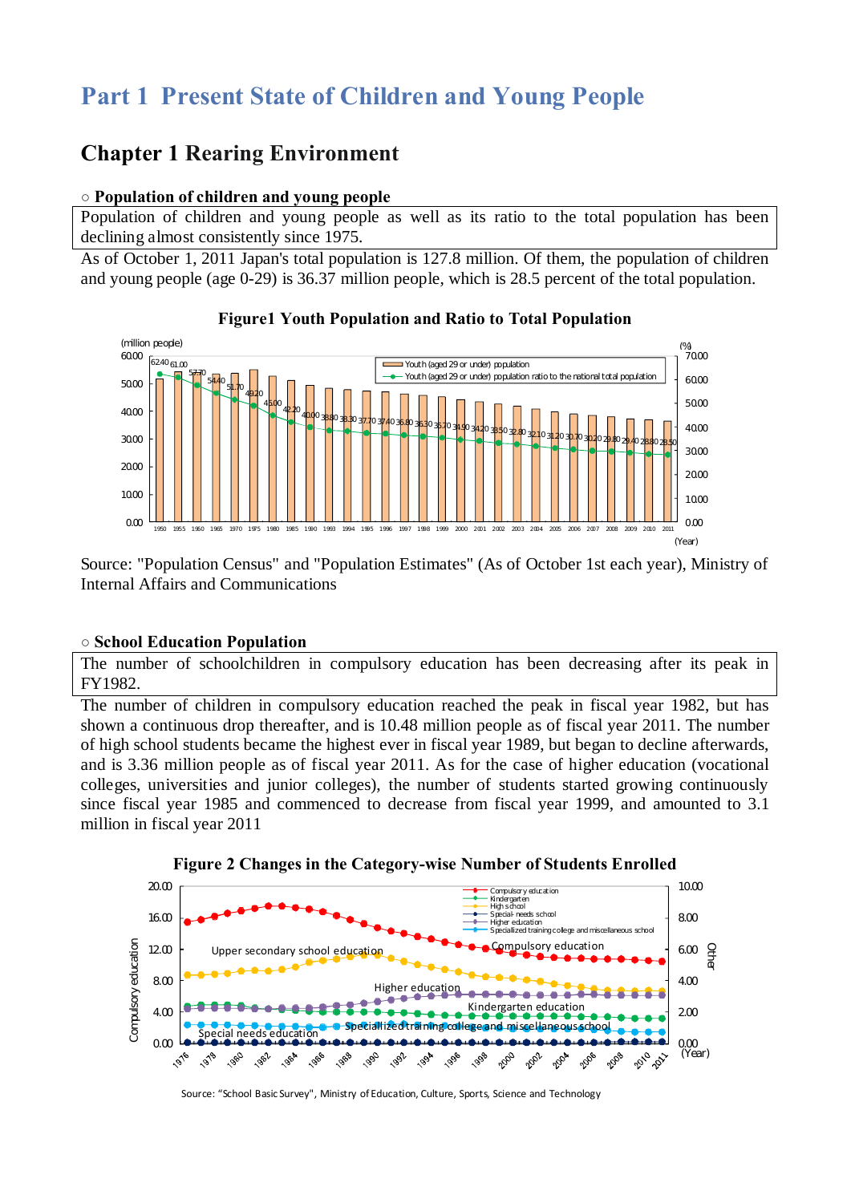# Part 1 Present State of Children and Young People

## Chapter 1 Rearing Environment

### ○ Population of children and young people

Population of children and young people as well as its ratio to the total population has been declining almost consistently since 1975.

As of October 1, 2011 Japan's total population is 127.8 million. Of them, the population of children and young people (age 0-29) is 36.37 million people, which is 28.5 percent of the total population.

**Figure1 Youth Population and Ratio to Total Population**

(million people)
(%)
Youth (aged 29 or under) population
Youth (aged 29 or under) population ratio to the national total population
62.40 61.00 57.70 54.40 51.70 49.20 45.00 42.20 40.00 38.80 38.30 37.70 37.40 36.80 36.30 35.70 34.90 34.20 33.50 32.80 32.10 31.20 30.70 30.20 29.80 29.40 28.80 28.50
1950 1955 1960 1965 1970 1975 1980 1985 1990 1993 1994 1995 1996 1997 1998 1999 2000 2001 2002 2003 2004 2005 2006 2007 2008 2009 2010 2011
(Year)

Source: "Population Census" and "Population Estimates" (As of October 1st each year), Ministry of Internal Affairs and Communications

### ○ School Education Population

The number of schoolchildren in compulsory education has been decreasing after its peak in FY1982.

The number of children in compulsory education reached the peak in fiscal year 1982, but has shown a continuous drop thereafter, and is 10.48 million people as of fiscal year 2011. The number of high school students became the highest ever in fiscal year 1989, but began to decline afterwards, and is 3.36 million people as of fiscal year 2011. As for the case of higher education (vocational colleges, universities and junior colleges), the number of students started growing continuously since fiscal year 1985 and commenced to decrease from fiscal year 1999, and amounted to 3.1 million in fiscal year 2011

**Figure 2 Changes in the Category-wise Number of Students Enrolled**

Compulsory education
Other
Compulsory education
Kindergarten
High school
Special-needs school
Higher education
Specialized training college and miscellaneous school
Upper secondary school education
Compulsory education
Higher education
Kindergarten education
Specialized training college and miscellaneous school
Special needs education
(Year)

Source: "School Basic Survey", Ministry of Education, Culture, Sports, Science and Technology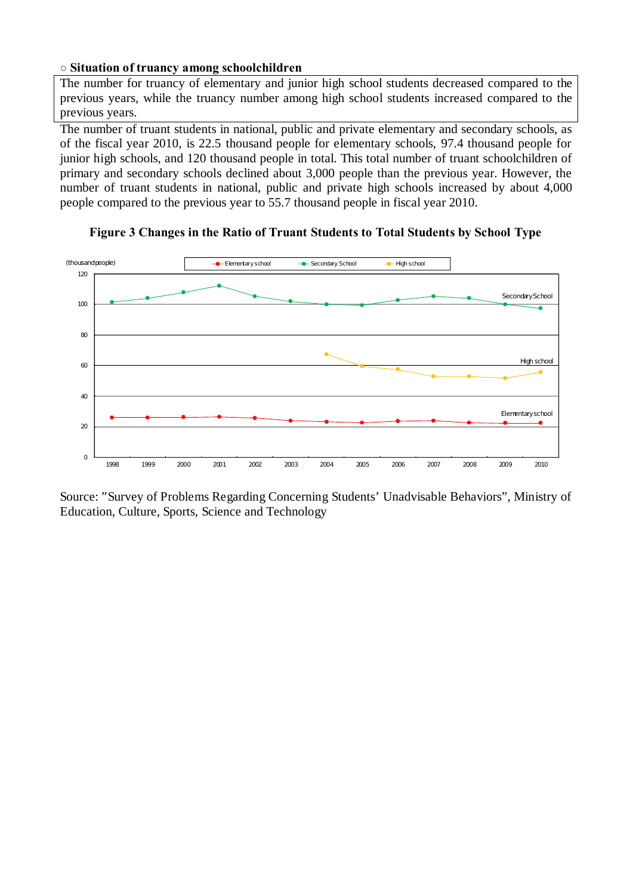○ **Situation of truancy among schoolchildren**

The number for truancy of elementary and junior high school students decreased compared to the previous years, while the truancy number among high school students increased compared to the previous years.

The number of truant students in national, public and private elementary and secondary schools, as of the fiscal year 2010, is 22.5 thousand people for elementary schools, 97.4 thousand people for junior high schools, and 120 thousand people in total. This total number of truant schoolchildren of primary and secondary schools declined about 3,000 people than the previous year. However, the number of truant students in national, public and private high schools increased by about 4,000 people compared to the previous year to 55.7 thousand people in fiscal year 2010.

**Figure 3 Changes in the Ratio of Truant Students to Total Students by School Type**

(thousand people)

Elementary school
Secondary School
High school

120
100
80
60
40
20
0

1998
1999
2000
2001
2002
2003
2004
2005
2006
2007
2008
2009
2010

Secondary School
High school
Elementary school

Source: "Survey of Problems Regarding Concerning Students' Unadvisable Behaviors", Ministry of Education, Culture, Sports, Science and Technology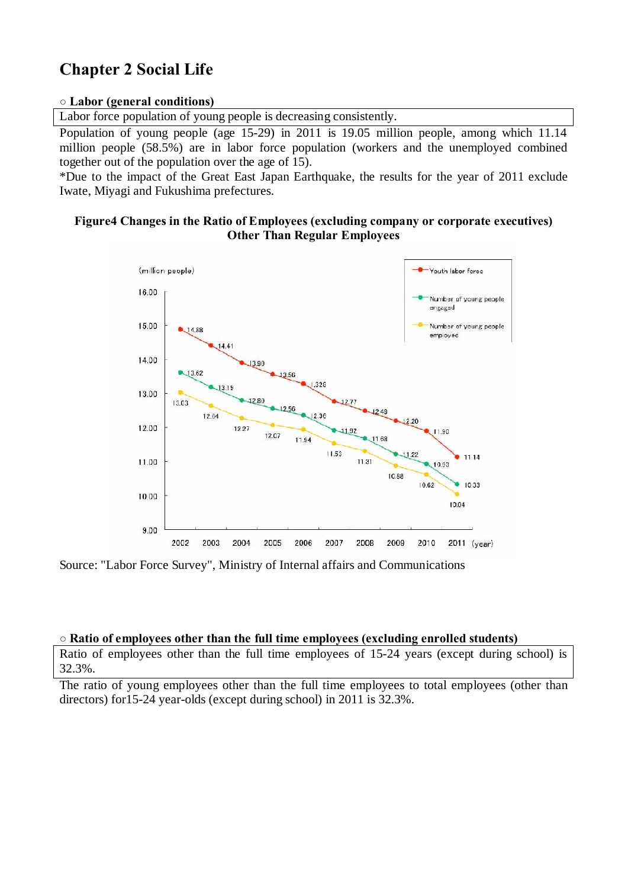# Chapter 2 Social Life

○ **Labor (general conditions)**

Labor force population of young people is decreasing consistently.

Population of young people (age 15-29) in 2011 is 19.05 million people, among which 11.14 million people (58.5%) are in labor force population (workers and the unemployed combined together out of the population over the age of 15).

*Due to the impact of the Great East Japan Earthquake, the results for the year of 2011 exclude Iwate, Miyagi and Fukushima prefectures.

**Figure4 Changes in the Ratio of Employees (excluding company or corporate executives) Other Than Regular Employees**

(million people)

16.00
15.00
14.00
13.00
12.00
11.00
10.00
9.00

2002 2003 2004 2005 2006 2007 2008 2009 2010 2011 (year)

Youth labor force
Number of young people engaged
Number of young people employed

14.88 14.41 13.90 13.56 13.28 12.77 12.49 12.20 11.90 11.14

13.62 13.19 12.80 12.56 12.36 11.92 11.68 11.22 10.93 10.33

13.03 12.64 12.27 12.07 11.94 11.53 11.31 10.88 10.62 10.04

Source: "Labor Force Survey", Ministry of Internal affairs and Communications

○ **Ratio of employees other than the full time employees (excluding enrolled students)**

Ratio of employees other than the full time employees of 15-24 years (except during school) is 32.3%.

The ratio of young employees other than the full time employees to total employees (other than directors) for15-24 year-olds (except during school) in 2011 is 32.3%.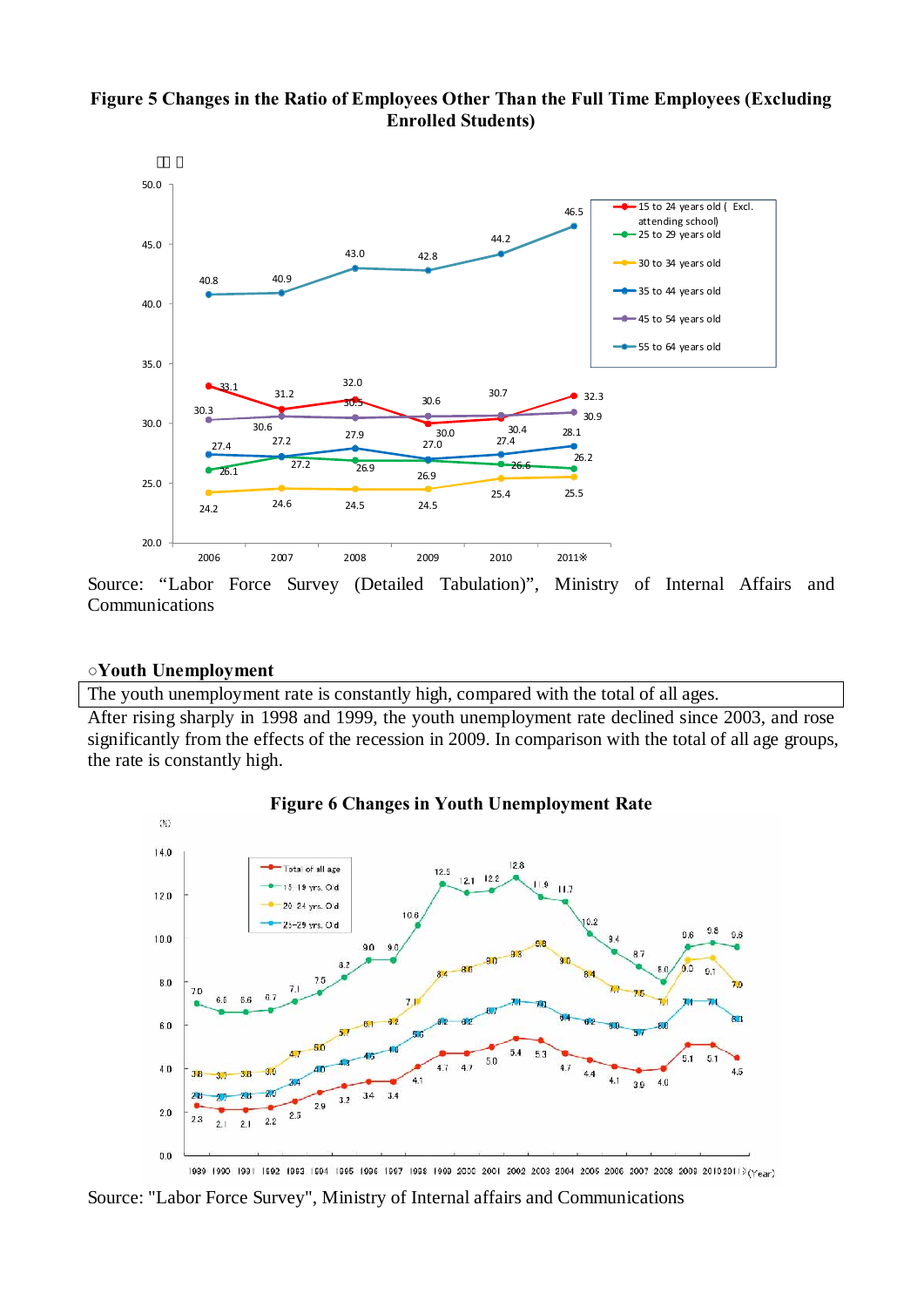**Figure 5 Changes in the Ratio of Employees Other Than the Full Time Employees (Excluding Enrolled Students)**

50.0
45.0
40.0
35.0
30.0
25.0
20.0

2006 2007 2008 2009 2010 2011※

15 to 24 years old ( Excl. attending school)
25 to 29 years old
30 to 34 years old
35 to 44 years old
45 to 54 years old
55 to 64 years old

40.8 40.9 43.0 42.8 44.2 46.5
33.1 31.2 32.0 30.6 30.7 32.3
30.3 30.6 30.5 30.0 30.4 30.9
27.4 27.2 27.9 27.0 27.4 28.1
26.1 27.2 26.9 26.9 26.6 26.2
24.2 24.6 24.5 24.5 25.4 25.5

Source: "Labor Force Survey (Detailed Tabulation)", Ministry of Internal Affairs and Communications

## ○Youth Unemployment

The youth unemployment rate is constantly high, compared with the total of all ages.

After rising sharply in 1998 and 1999, the youth unemployment rate declined since 2003, and rose significantly from the effects of the recession in 2009. In comparison with the total of all age groups, the rate is constantly high.

**Figure 6 Changes in Youth Unemployment Rate**

(%)

14.0
12.0
10.0
8.0
6.0
4.0
2.0
0.0

Total of all age
15-19 yrs. Old
20-24 yrs. Old
25-29 yrs. Old

1989 1990 1991 1992 1993 1994 1995 1996 1997 1998 1999 2000 2001 2002 2003 2004 2005 2006 2007 2008 2009 2010 2011※ (Year)

7.0 6.6 6.6 6.7 7.1 7.5 8.2 9.0 9.0 10.6 12.5 12.1 12.2 12.8 11.9 11.7 10.2 9.4 8.7 8.0 9.6 9.8 9.6

3.8 3.7 3.8 3.9 4.7 5.0 5.7 6.1 6.2 7.1 8.4 8.6 9.0 9.3 9.8 9.0 8.4 7.7 7.5 7.1 9.0 9.1 7.9

2.8 2.7 2.8 2.9 3.4 4.0 4.3 4.6 4.9 5.6 6.2 6.2 6.7 7.1 7.0 6.4 6.2 6.0 5.7 6.0 7.1 7.1 6.3

2.3 2.1 2.1 2.2 2.5 2.9 3.2 3.4 3.4 4.1 4.7 4.7 5.0 5.4 5.3 4.7 4.4 4.1 3.9 4.0 5.1 5.1 4.5

Source: "Labor Force Survey", Ministry of Internal affairs and Communications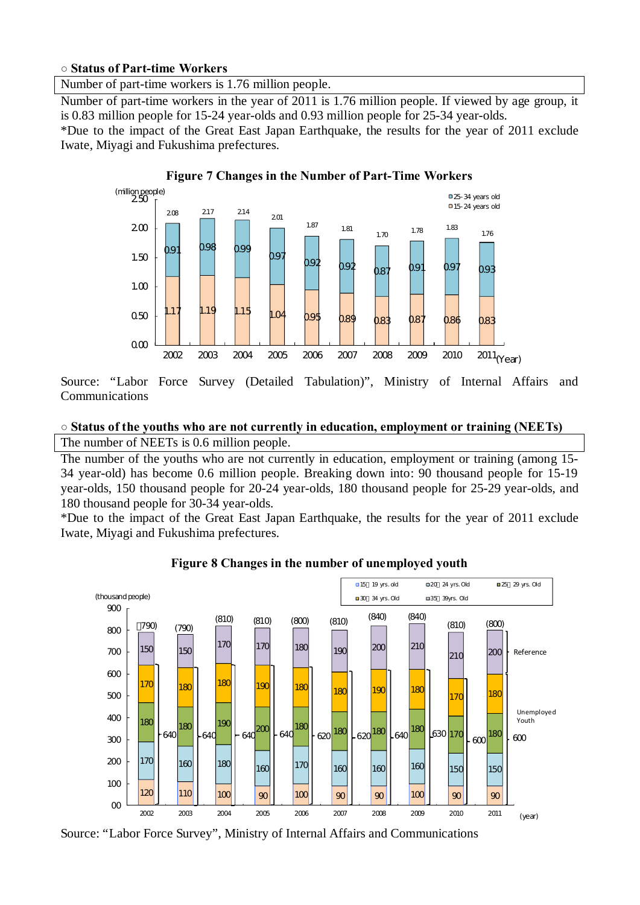○ **Status of Part-time Workers**

Number of part-time workers is 1.76 million people.

Number of part-time workers in the year of 2011 is 1.76 million people. If viewed by age group, it is 0.83 million people for 15-24 year-olds and 0.93 million people for 25-34 year-olds.

*Due to the impact of the Great East Japan Earthquake, the results for the year of 2011 exclude Iwate, Miyagi and Fukushima prefectures.

**Figure 7 Changes in the Number of Part-Time Workers**

(million people)

25-34 years old
15-24 years old

2.50
2.00
1.50
1.00
0.50
0.00

2.08 2.17 2.14 2.01 1.87 1.81 1.70 1.78 1.83 1.76

0.91 0.98 0.99 0.97 0.92 0.92 0.87 0.91 0.97 0.93

1.17 1.19 1.15 1.04 0.95 0.89 0.83 0.87 0.86 0.83

2002 2003 2004 2005 2006 2007 2008 2009 2010 2011 (Year)

Source: "Labor Force Survey (Detailed Tabulation)", Ministry of Internal Affairs and Communications

○ **Status of the youths who are not currently in education, employment or training (NEETs)**

The number of NEETs is 0.6 million people.

The number of the youths who are not currently in education, employment or training (among 15-34 year-old) has become 0.6 million people. Breaking down into: 90 thousand people for 15-19 year-olds, 150 thousand people for 20-24 year-olds, 180 thousand people for 25-29 year-olds, and 180 thousand people for 30-34 year-olds.

*Due to the impact of the Great East Japan Earthquake, the results for the year of 2011 exclude Iwate, Miyagi and Fukushima prefectures.

**Figure 8 Changes in the number of unemployed youth**

(thousand people)

15～19 yrs. old
20～24 yrs. Old
25～29 yrs. Old
30～34 yrs. Old
35～39yrs. Old

900
800
700
600
500
400
300
200
100
00

(790) (790) (810) (810) (800) (810) (840) (840) (810) (800)

150 150 170 170 180 190 200 210 210 200

170 180 180 190 180 180 190 180 170 180

180 180 190 200 180 180 180 180 170 180

170 160 180 160 170 160 160 160 150 150

120 110 100 90 100 90 90 100 90 90

640 640 640 640 620 620 640 630 600 600

Reference

Unemployed Youth

2002 2003 2004 2005 2006 2007 2008 2009 2010 2011 (year)

Source: "Labor Force Survey", Ministry of Internal Affairs and Communications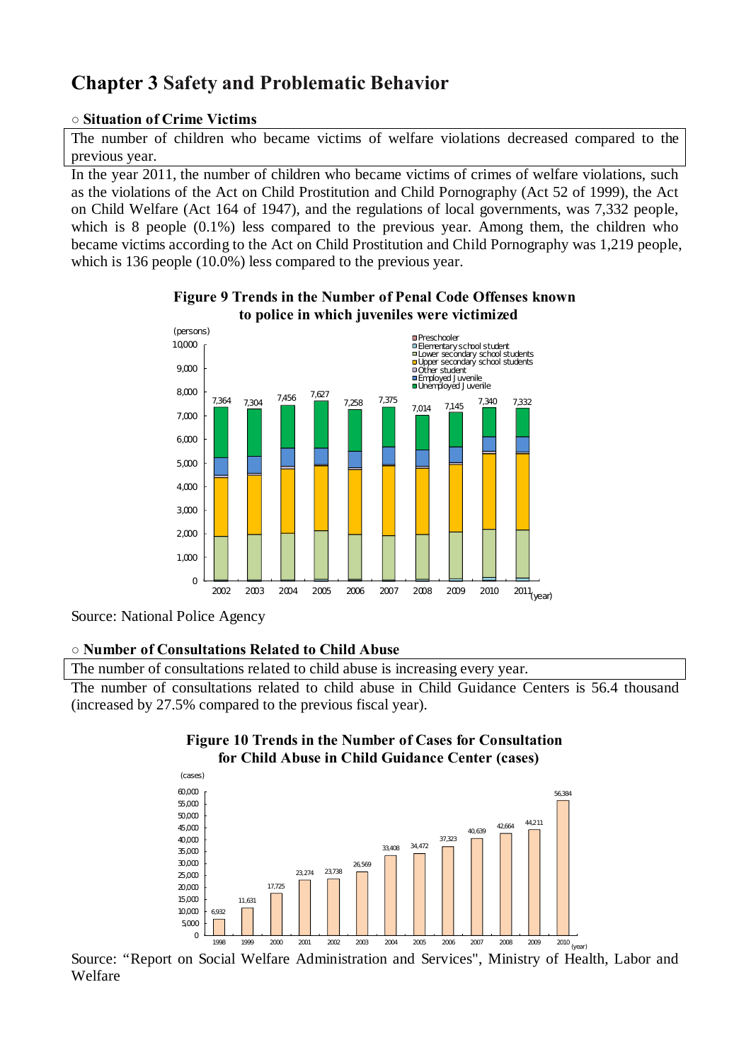# Chapter 3 Safety and Problematic Behavior

## ○ Situation of Crime Victims

The number of children who became victims of welfare violations decreased compared to the previous year.

In the year 2011, the number of children who became victims of crimes of welfare violations, such as the violations of the Act on Child Prostitution and Child Pornography (Act 52 of 1999), the Act on Child Welfare (Act 164 of 1947), and the regulations of local governments, was 7,332 people, which is 8 people (0.1%) less compared to the previous year. Among them, the children who became victims according to the Act on Child Prostitution and Child Pornography was 1,219 people, which is 136 people (10.0%) less compared to the previous year.

**Figure 9 Trends in the Number of Penal Code Offenses known to police in which juveniles were victimized**

(persons)
10,000
9,000
8,000
7,000
6,000
5,000
4,000
3,000
2,000
1,000
0

Preschooler
Elementary school student
Lower secondary school students
Upper secondary school students
Other student
Employed Juvenile
Unemployed Juvenile

7,364 7,304 7,456 7,627 7,258 7,375 7,014 7,145 7,340 7,332

2002 2003 2004 2005 2006 2007 2008 2009 2010 2011 (year)

Source: National Police Agency

## ○ Number of Consultations Related to Child Abuse

The number of consultations related to child abuse is increasing every year.

The number of consultations related to child abuse in Child Guidance Centers is 56.4 thousand (increased by 27.5% compared to the previous fiscal year).

**Figure 10 Trends in the Number of Cases for Consultation for Child Abuse in Child Guidance Center (cases)**

(cases)
60,000
55,000
50,000
45,000
40,000
35,000
30,000
25,000
20,000
15,000
10,000
5,000
0

6,932 11,631 17,725 23,274 23,738 26,569 33,408 34,472 37,323 40,639 42,664 44,211 56,384

1998 1999 2000 2001 2002 2003 2004 2005 2006 2007 2008 2009 2010 (year)

Source: "Report on Social Welfare Administration and Services", Ministry of Health, Labor and Welfare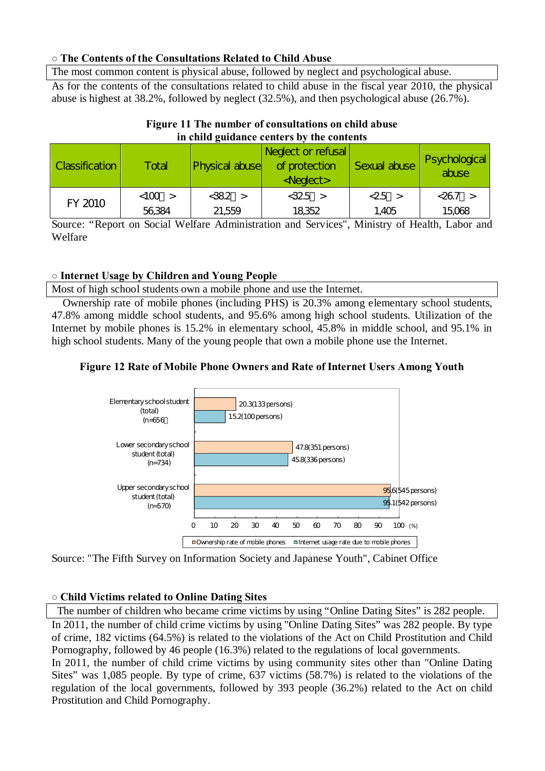○ **The Contents of the Consultations Related to Child Abuse**

The most common content is physical abuse, followed by neglect and psychological abuse.

As for the contents of the consultations related to child abuse in the fiscal year 2010, the physical abuse is highest at 38.2%, followed by neglect (32.5%), and then psychological abuse (26.7%).

**Figure 11 The number of consultations on child abuse in child guidance centers by the contents**

| Classification | Total | Physical abuse | Neglect or refusal of protection <Neglect> | Sexual abuse | Psychological abuse |
|---|---|---|---|---|---|
| FY 2010 | <100 > 56,384 | <38.2 > 21,559 | <32.5 > 18,352 | <2.5 > 1,405 | <26.7 > 15,068 |

Source: "Report on Social Welfare Administration and Services", Ministry of Health, Labor and Welfare

○ **Internet Usage by Children and Young People**

Most of high school students own a mobile phone and use the Internet.

Ownership rate of mobile phones (including PHS) is 20.3% among elementary school students, 47.8% among middle school students, and 95.6% among high school students. Utilization of the Internet by mobile phones is 15.2% in elementary school, 45.8% in middle school, and 95.1% in high school students. Many of the young people that own a mobile phone use the Internet.

**Figure 12 Rate of Mobile Phone Owners and Rate of Internet Users Among Youth**

Elementary school student (total) (n=656)
20.3(133 persons)
15.2(100 persons)

Lower secondary school student (total) (n=734)
47.8(351 persons)
45.8(336 persons)

Upper secondary school student (total) (n=570)
95.6(545 persons)
95.1(542 persons)

0 10 20 30 40 50 60 70 80 90 100 (%)

Ownership rate of mobile phones
Internet usage rate due to mobile phones

Source: "The Fifth Survey on Information Society and Japanese Youth", Cabinet Office

○ **Child Victims related to Online Dating Sites**

The number of children who became crime victims by using "Online Dating Sites" is 282 people.

In 2011, the number of child crime victims by using "Online Dating Sites" was 282 people. By type of crime, 182 victims (64.5%) is related to the violations of the Act on Child Prostitution and Child Pornography, followed by 46 people (16.3%) related to the regulations of local governments.

In 2011, the number of child crime victims by using community sites other than "Online Dating Sites" was 1,085 people. By type of crime, 637 victims (58.7%) is related to the violations of the regulation of the local governments, followed by 393 people (36.2%) related to the Act on child Prostitution and Child Pornography.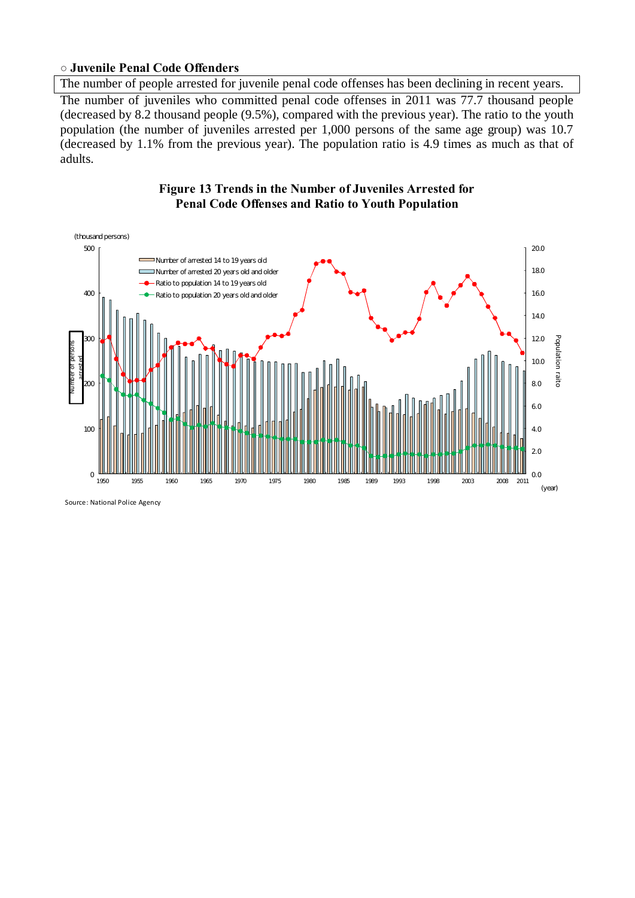### ○ Juvenile Penal Code Offenders

The number of people arrested for juvenile penal code offenses has been declining in recent years.

The number of juveniles who committed penal code offenses in 2011 was 77.7 thousand people (decreased by 8.2 thousand people (9.5%), compared with the previous year). The ratio to the youth population (the number of juveniles arrested per 1,000 persons of the same age group) was 10.7 (decreased by 1.1% from the previous year). The population ratio is 4.9 times as much as that of adults.

**Figure 13 Trends in the Number of Juveniles Arrested for Penal Code Offenses and Ratio to Youth Population**

(thousand persons)

Number of persons arrested

0
100
200
300
400
500

Population raito

0.0
2.0
4.0
6.0
8.0
10.0
12.0
14.0
16.0
18.0
20.0

Number of arrested 14 to 19 years old
Number of arrested 20 years old and older
Ratio to population 14 to 19 years old
Ratio to population 20 years old and older

1950
1955
1960
1965
1970
1975
1980
1985
1989
1993
1998
2003
2008
2011
(year)

Source: National Police Agency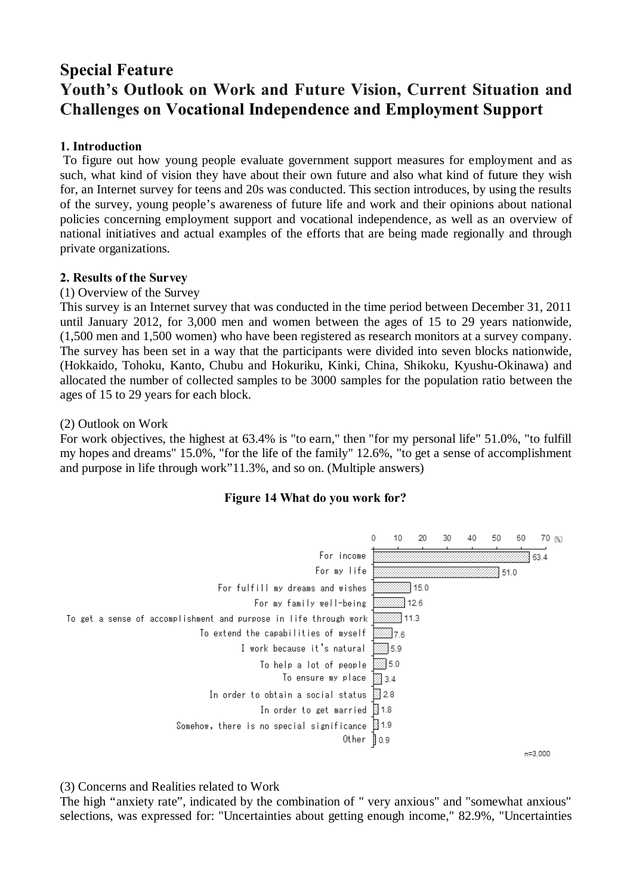# Special Feature

# Youth's Outlook on Work and Future Vision, Current Situation and Challenges on Vocational Independence and Employment Support

### 1. Introduction

To figure out how young people evaluate government support measures for employment and as such, what kind of vision they have about their own future and also what kind of future they wish for, an Internet survey for teens and 20s was conducted. This section introduces, by using the results of the survey, young people's awareness of future life and work and their opinions about national policies concerning employment support and vocational independence, as well as an overview of national initiatives and actual examples of the efforts that are being made regionally and through private organizations.

### 2. Results of the Survey

(1) Overview of the Survey

This survey is an Internet survey that was conducted in the time period between December 31, 2011 until January 2012, for 3,000 men and women between the ages of 15 to 29 years nationwide, (1,500 men and 1,500 women) who have been registered as research monitors at a survey company. The survey has been set in a way that the participants were divided into seven blocks nationwide, (Hokkaido, Tohoku, Kanto, Chubu and Hokuriku, Kinki, China, Shikoku, Kyushu-Okinawa) and allocated the number of collected samples to be 3000 samples for the population ratio between the ages of 15 to 29 years for each block.

(2) Outlook on Work

For work objectives, the highest at 63.4% is "to earn," then "for my personal life" 51.0%, "to fulfill my hopes and dreams" 15.0%, "for the life of the family" 12.6%, "to get a sense of accomplishment and purpose in life through work"11.3%, and so on. (Multiple answers)

**Figure 14 What do you work for?**

0 10 20 30 40 50 60 70 (%)

For income 63.4
For my life 51.0
For fulfill my dreams and wishes 15.0
For my family well-being 12.6
To get a sense of accomplishment and purpose in life through work 11.3
To extend the capabilities of myself 7.6
I work because it's natural 5.9
To help a lot of people 5.0
To ensure my place 3.4
In order to obtain a social status 2.8
In order to get married 1.8
Somehow, there is no special significance 1.9
Other 0.9

n=3,000

(3) Concerns and Realities related to Work

The high "anxiety rate", indicated by the combination of " very anxious" and "somewhat anxious" selections, was expressed for: "Uncertainties about getting enough income," 82.9%, "Uncertainties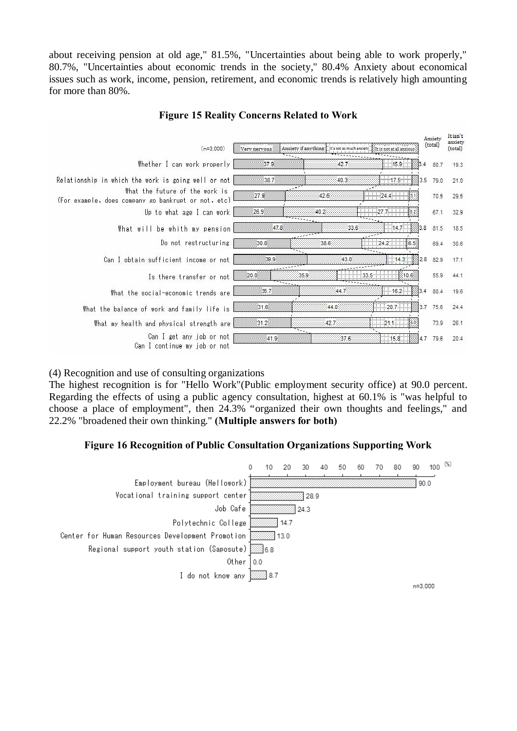about receiving pension at old age," 81.5%, "Uncertainties about being able to work properly," 80.7%, "Uncertainties about economic trends in the society," 80.4% Anxiety about economical issues such as work, income, pension, retirement, and economic trends is relatively high amounting for more than 80%.

**Figure 15 Reality Concerns Related to Work**

(n=3,000)

Very nervous | Anxiety if anything | It's not so much anxiety | It is not at all anxious | Anxiety (total) | It isn't anxiety (total)

Whether I can work properly: 37.9, 42.7, 15.9, 3.4, 80.7, 19.3

Relationship in which the work is going well or not: 38.7, 40.3, 17.5, 3.5, 79.0, 21.0

What the future of the work is (For example, does company go bankrupt or not, etc): 27.9, 42.6, 24.4, 5.1, 70.5, 29.5

Up to what age I can work: 26.9, 40.2, 27.7, 5.2, 67.1, 32.9

What will be whith my pension: 47.8, 33.6, 14.7, 3.8, 81.5, 18.5

Do not restructuring: 30.8, 38.6, 24.2, 6.5, 69.4, 30.6

Can I obtain sufficient income or not: 39.9, 43.0, 14.3, 2.8, 82.9, 17.1

Is there transfer or not: 20.0, 35.9, 33.5, 10.6, 55.9, 44.1

What the social-economic trends are: 35.7, 44.7, 16.2, 3.4, 80.4, 19.6

What the balance of work and family life is: 31.6, 44.0, 20.7, 3.7, 75.6, 24.4

What my health and physical strength are: 31.2, 42.7, 21.1, 5.0, 73.9, 26.1

Can I get any job or not Can I continue my job or not: 41.9, 37.6, 15.8, 4.7, 79.6, 20.4

(4) Recognition and use of consulting organizations

The highest recognition is for "Hello Work"(Public employment security office) at 90.0 percent. Regarding the effects of using a public agency consultation, highest at 60.1% is "was helpful to choose a place of employment", then 24.3% "organized their own thoughts and feelings," and 22.2% "broadened their own thinking." **(Multiple answers for both)**

**Figure 16 Recognition of Public Consultation Organizations Supporting Work**

0 10 20 30 40 50 60 70 80 90 100 (%)

Employment bureau (Hellowork) 90.0

Vocational training support center 28.9

Job Cafe 24.3

Polytechnic College 14.7

Center for Human Resources Development Promotion 13.0

Regional support youth station (Saposute) 6.8

Other 0.0

I do not know any 8.7

n=3,000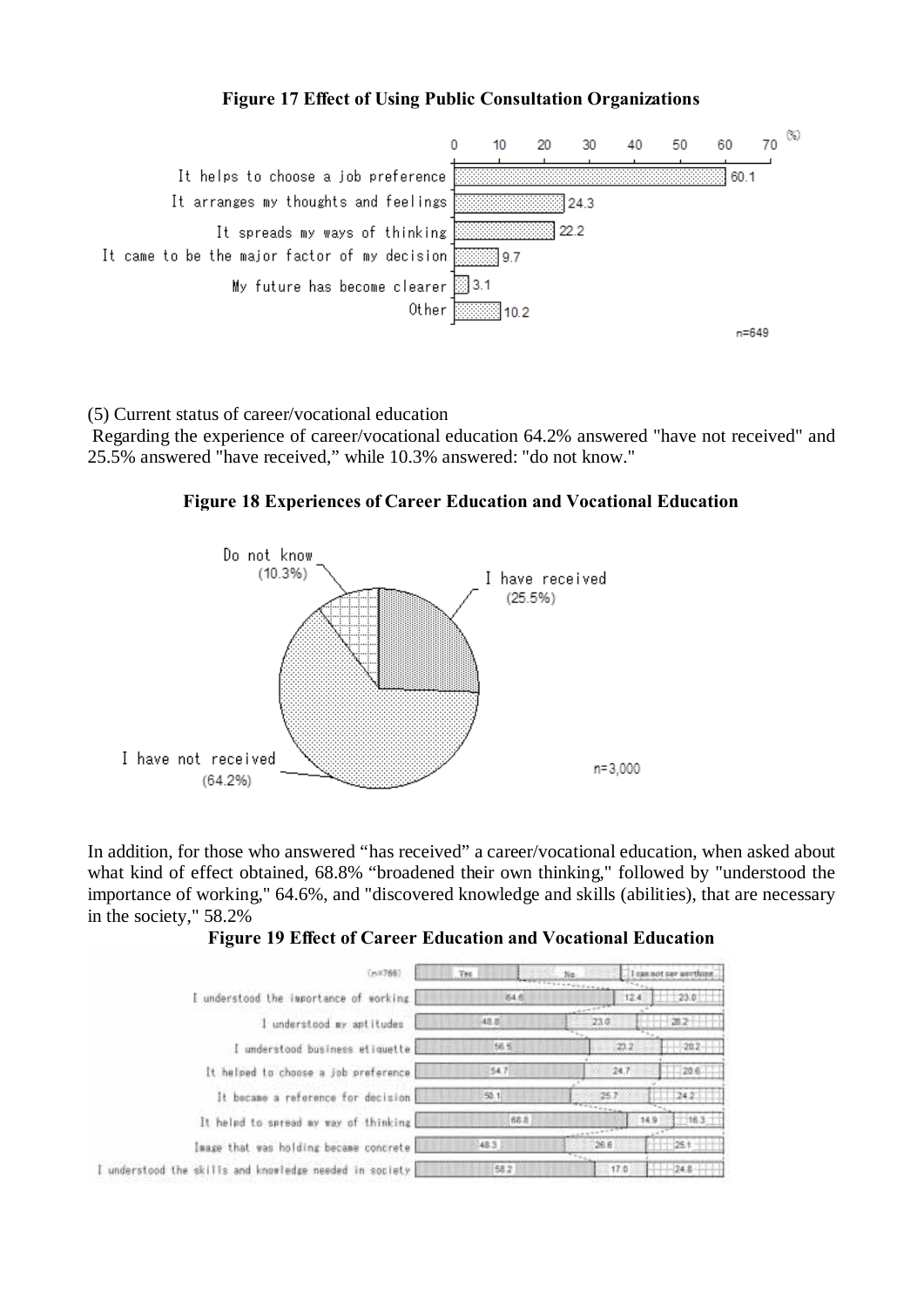**Figure 17 Effect of Using Public Consultation Organizations**

0 10 20 30 40 50 60 70 (%)

It helps to choose a job preference 60.1
It arranges my thoughts and feelings 24.3
It spreads my ways of thinking 22.2
It came to be the major factor of my decision 9.7
My future has become clearer 3.1
Other 10.2

n=649

(5) Current status of career/vocational education

Regarding the experience of career/vocational education 64.2% answered "have not received" and 25.5% answered "have received," while 10.3% answered: "do not know."

**Figure 18 Experiences of Career Education and Vocational Education**

Do not know (10.3%)
I have received (25.5%)
I have not received (64.2%)
n=3,000

In addition, for those who answered "has received" a career/vocational education, when asked about what kind of effect obtained, 68.8% "broadened their own thinking," followed by "understood the importance of working," 64.6%, and "discovered knowledge and skills (abilities), that are necessary in the society," 58.2%

**Figure 19 Effect of Career Education and Vocational Education**

(n=766) Yes No I can not say anything

I understood the importance of working 64.6 12.4 23.0
I understood my aptitudes 48.8 23.0 28.2
I understood business etiquette 56.5 23.2 20.2
It helped to choose a job preference 54.7 24.7 20.6
It became a reference for decision 50.1 25.7 24.2
It held to spread my way of thinking 68.8 14.9 16.3
Image that was holding became concrete 48.3 26.6 25.1
I understood the skills and knowledge needed in society 58.2 17.0 24.8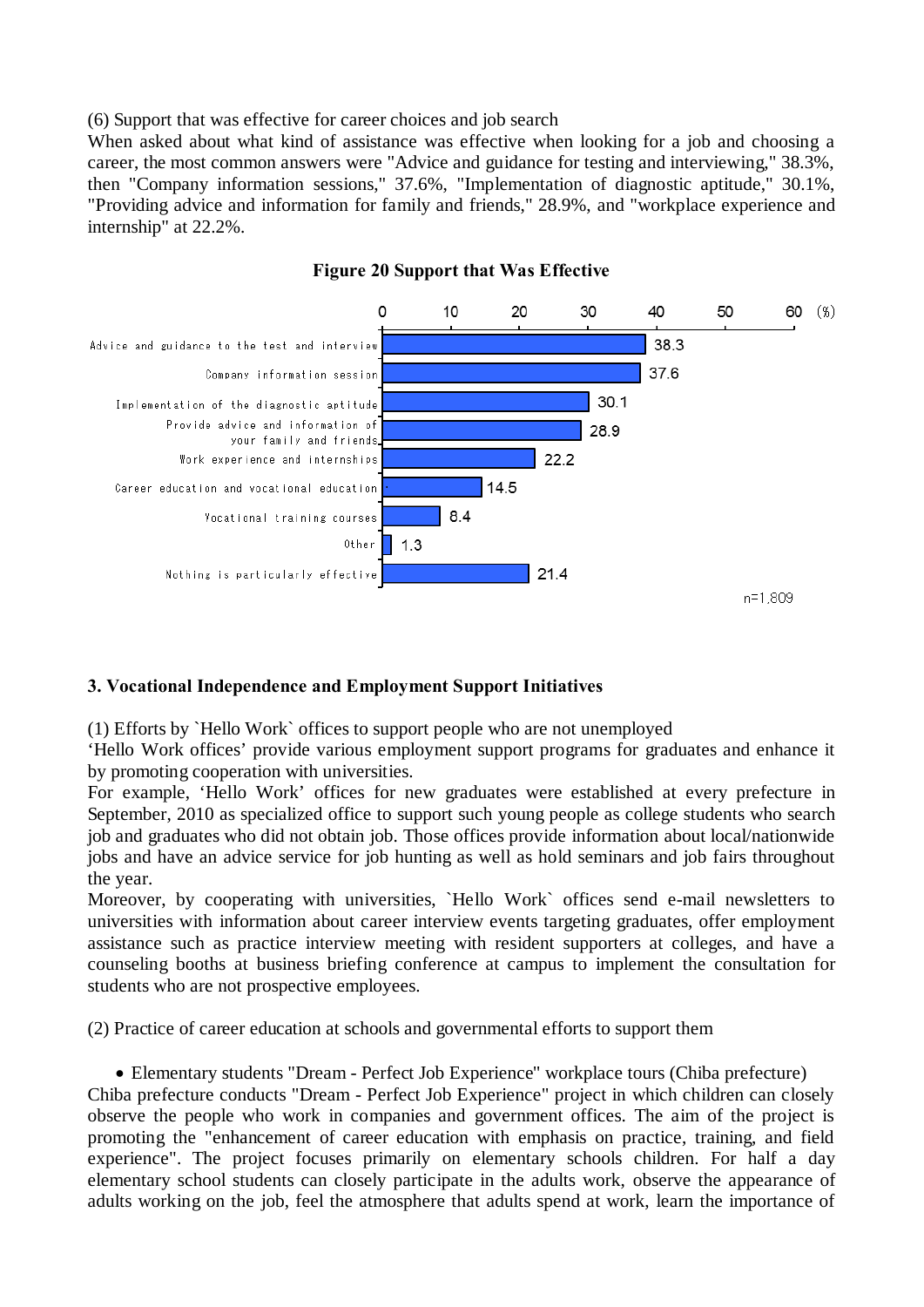(6) Support that was effective for career choices and job search

When asked about what kind of assistance was effective when looking for a job and choosing a career, the most common answers were "Advice and guidance for testing and interviewing," 38.3%, then "Company information sessions," 37.6%, "Implementation of diagnostic aptitude," 30.1%, "Providing advice and information for family and friends," 28.9%, and "workplace experience and internship" at 22.2%.

**Figure 20 Support that Was Effective**

0 10 20 30 40 50 60 (%)

Advice and guidance to the test and interview 38.3

Company information session 37.6

Implementation of the diagnostic aptitude 30.1

Provide advice and information of your family and friends 28.9

Work experience and internships 22.2

Career education and vocational education 14.5

Vocational training courses 8.4

Other 1.3

Nothing is particularly effective 21.4

n=1,809

### 3. Vocational Independence and Employment Support Initiatives

(1) Efforts by `Hello Work` offices to support people who are not unemployed

'Hello Work offices' provide various employment support programs for graduates and enhance it by promoting cooperation with universities.

For example, 'Hello Work' offices for new graduates were established at every prefecture in September, 2010 as specialized office to support such young people as college students who search job and graduates who did not obtain job. Those offices provide information about local/nationwide jobs and have an advice service for job hunting as well as hold seminars and job fairs throughout the year.

Moreover, by cooperating with universities, `Hello Work` offices send e-mail newsletters to universities with information about career interview events targeting graduates, offer employment assistance such as practice interview meeting with resident supporters at colleges, and have a counseling booths at business briefing conference at campus to implement the consultation for students who are not prospective employees.

(2) Practice of career education at schools and governmental efforts to support them

- Elementary students "Dream - Perfect Job Experience" workplace tours (Chiba prefecture)

Chiba prefecture conducts "Dream - Perfect Job Experience" project in which children can closely observe the people who work in companies and government offices. The aim of the project is promoting the "enhancement of career education with emphasis on practice, training, and field experience". The project focuses primarily on elementary schools children. For half a day elementary school students can closely participate in the adults work, observe the appearance of adults working on the job, feel the atmosphere that adults spend at work, learn the importance of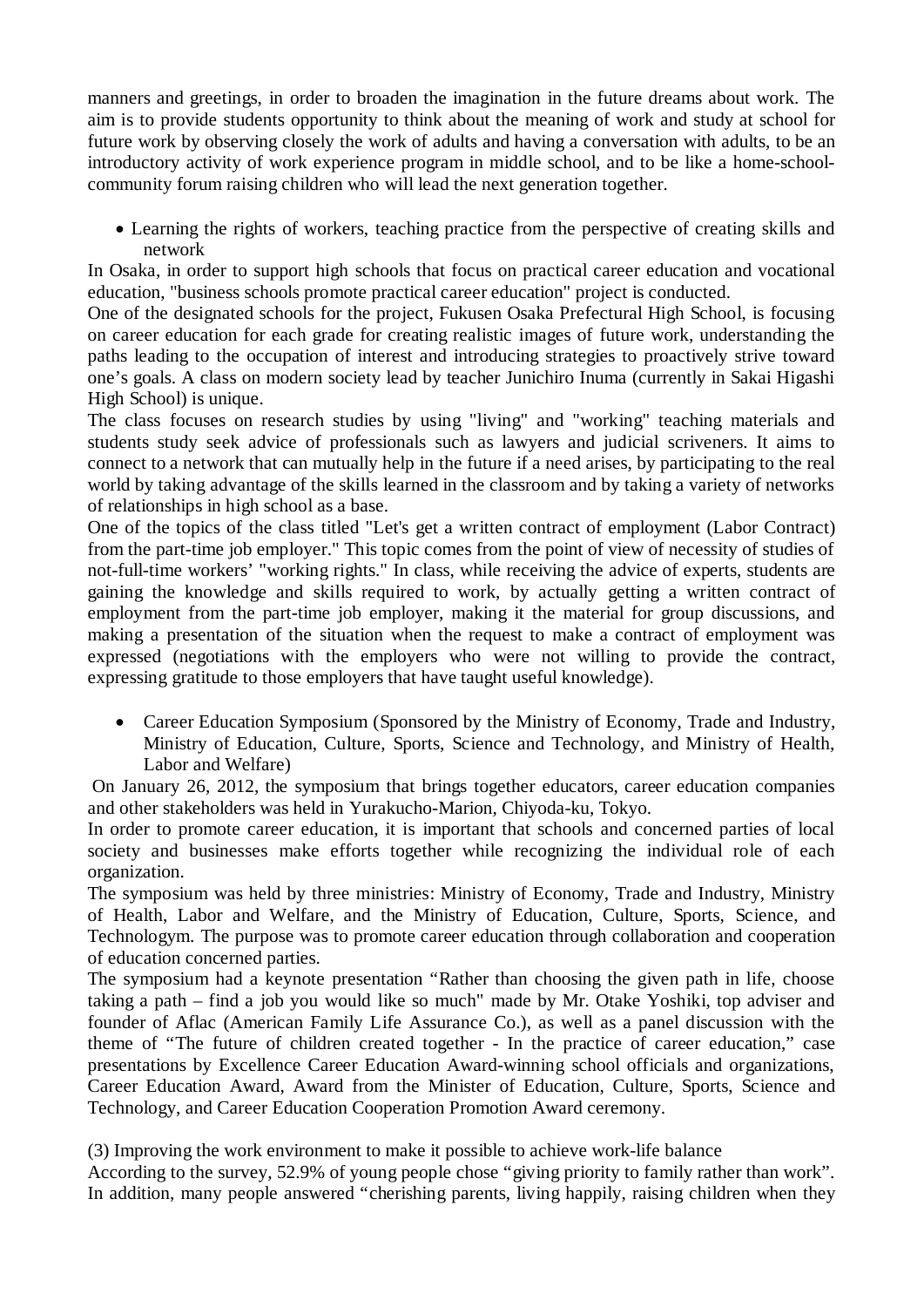manners and greetings, in order to broaden the imagination in the future dreams about work. The aim is to provide students opportunity to think about the meaning of work and study at school for future work by observing closely the work of adults and having a conversation with adults, to be an introductory activity of work experience program in middle school, and to be like a home-school-community forum raising children who will lead the next generation together.

- Learning the rights of workers, teaching practice from the perspective of creating skills and network

In Osaka, in order to support high schools that focus on practical career education and vocational education, "business schools promote practical career education" project is conducted.

One of the designated schools for the project, Fukusen Osaka Prefectural High School, is focusing on career education for each grade for creating realistic images of future work, understanding the paths leading to the occupation of interest and introducing strategies to proactively strive toward one's goals. A class on modern society lead by teacher Junichiro Inuma (currently in Sakai Higashi High School) is unique.

The class focuses on research studies by using "living" and "working" teaching materials and students study seek advice of professionals such as lawyers and judicial scriveners. It aims to connect to a network that can mutually help in the future if a need arises, by participating to the real world by taking advantage of the skills learned in the classroom and by taking a variety of networks of relationships in high school as a base.

One of the topics of the class titled "Let's get a written contract of employment (Labor Contract) from the part-time job employer." This topic comes from the point of view of necessity of studies of not-full-time workers' "working rights." In class, while receiving the advice of experts, students are gaining the knowledge and skills required to work, by actually getting a written contract of employment from the part-time job employer, making it the material for group discussions, and making a presentation of the situation when the request to make a contract of employment was expressed (negotiations with the employers who were not willing to provide the contract, expressing gratitude to those employers that have taught useful knowledge).

- Career Education Symposium (Sponsored by the Ministry of Economy, Trade and Industry, Ministry of Education, Culture, Sports, Science and Technology, and Ministry of Health, Labor and Welfare)

On January 26, 2012, the symposium that brings together educators, career education companies and other stakeholders was held in Yurakucho-Marion, Chiyoda-ku, Tokyo.

In order to promote career education, it is important that schools and concerned parties of local society and businesses make efforts together while recognizing the individual role of each organization.

The symposium was held by three ministries: Ministry of Economy, Trade and Industry, Ministry of Health, Labor and Welfare, and the Ministry of Education, Culture, Sports, Science, and Technologym. The purpose was to promote career education through collaboration and cooperation of education concerned parties.

The symposium had a keynote presentation "Rather than choosing the given path in life, choose taking a path – find a job you would like so much" made by Mr. Otake Yoshiki, top adviser and founder of Aflac (American Family Life Assurance Co.), as well as a panel discussion with the theme of "The future of children created together - In the practice of career education," case presentations by Excellence Career Education Award-winning school officials and organizations, Career Education Award, Award from the Minister of Education, Culture, Sports, Science and Technology, and Career Education Cooperation Promotion Award ceremony.

(3) Improving the work environment to make it possible to achieve work-life balance

According to the survey, 52.9% of young people chose "giving priority to family rather than work". In addition, many people answered "cherishing parents, living happily, raising children when they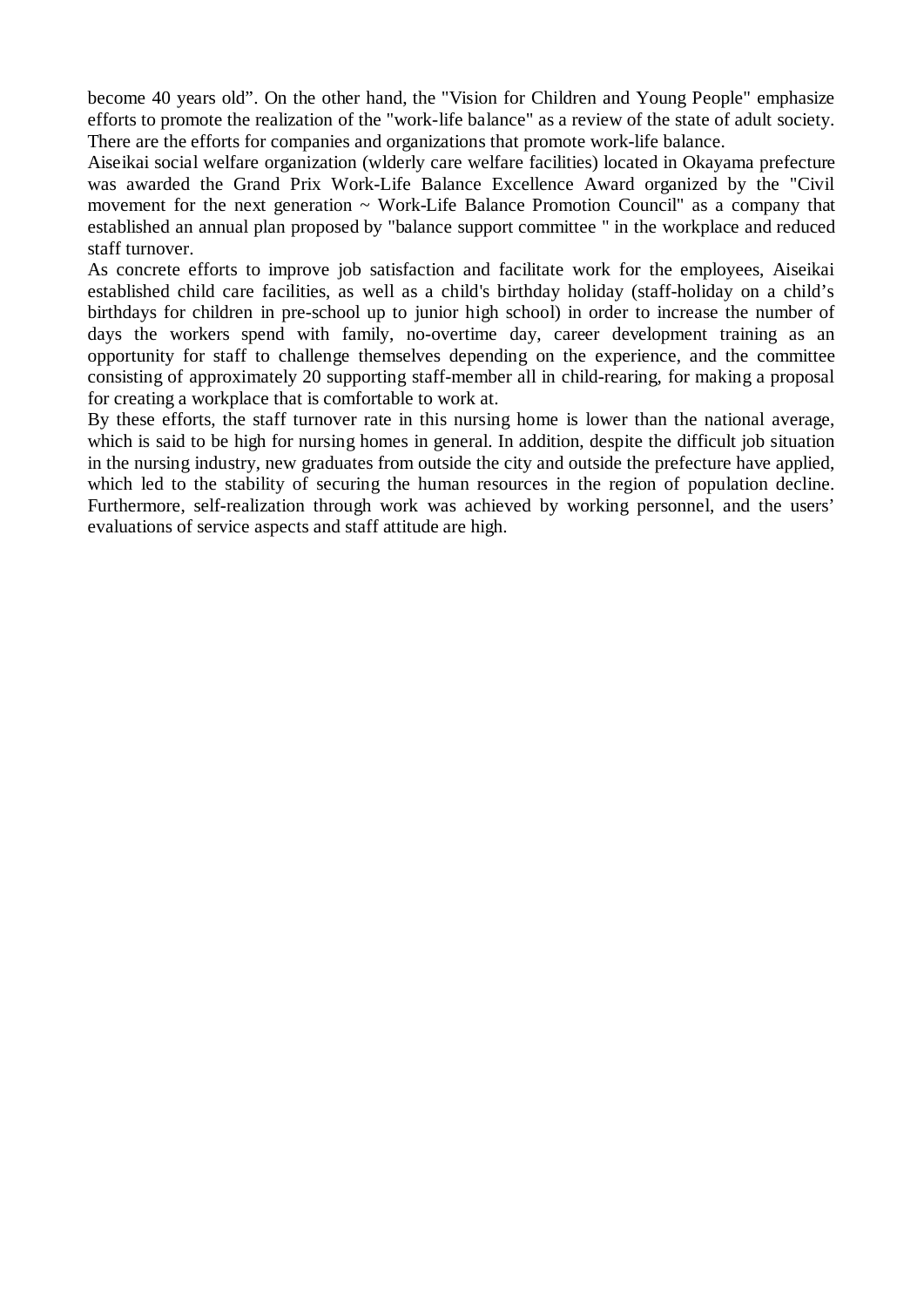become 40 years old”. On the other hand, the "Vision for Children and Young People" emphasize efforts to promote the realization of the "work-life balance" as a review of the state of adult society. There are the efforts for companies and organizations that promote work-life balance.

Aiseikai social welfare organization (wlderly care welfare facilities) located in Okayama prefecture was awarded the Grand Prix Work-Life Balance Excellence Award organized by the "Civil movement for the next generation ~ Work-Life Balance Promotion Council" as a company that established an annual plan proposed by "balance support committee " in the workplace and reduced staff turnover.

As concrete efforts to improve job satisfaction and facilitate work for the employees, Aiseikai established child care facilities, as well as a child's birthday holiday (staff-holiday on a child’s birthdays for children in pre-school up to junior high school) in order to increase the number of days the workers spend with family, no-overtime day, career development training as an opportunity for staff to challenge themselves depending on the experience, and the committee consisting of approximately 20 supporting staff-member all in child-rearing, for making a proposal for creating a workplace that is comfortable to work at.

By these efforts, the staff turnover rate in this nursing home is lower than the national average, which is said to be high for nursing homes in general. In addition, despite the difficult job situation in the nursing industry, new graduates from outside the city and outside the prefecture have applied, which led to the stability of securing the human resources in the region of population decline. Furthermore, self-realization through work was achieved by working personnel, and the users’ evaluations of service aspects and staff attitude are high.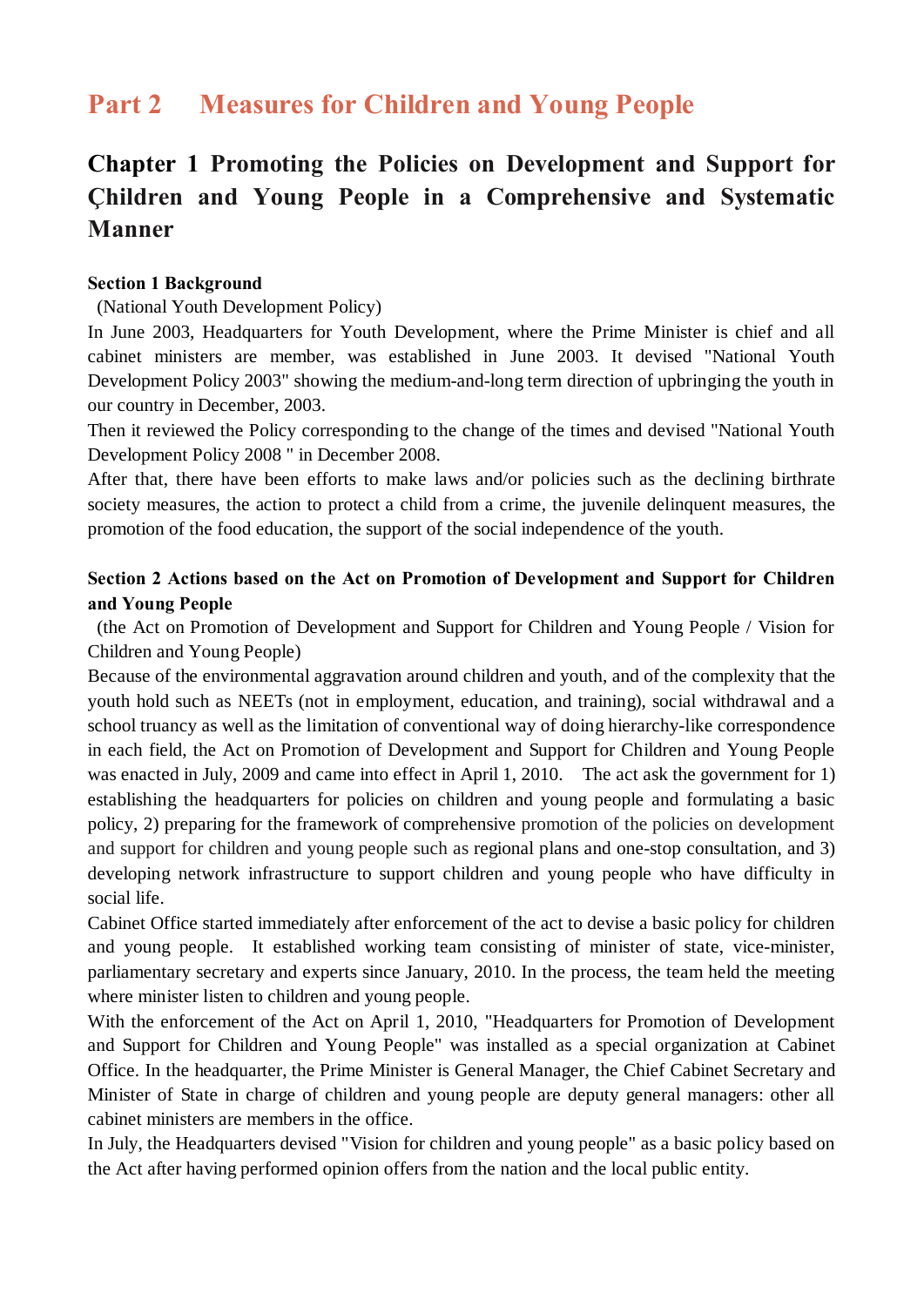# Part 2　Measures for Children and Young People

## Chapter 1 Promoting the Policies on Development and Support for Çhildren and Young People in a Comprehensive and Systematic Manner

**Section 1 Background**

(National Youth Development Policy)

In June 2003, Headquarters for Youth Development, where the Prime Minister is chief and all cabinet ministers are member, was established in June 2003. It devised "National Youth Development Policy 2003" showing the medium-and-long term direction of upbringing the youth in our country in December, 2003.

Then it reviewed the Policy corresponding to the change of the times and devised "National Youth Development Policy 2008 " in December 2008.

After that, there have been efforts to make laws and/or policies such as the declining birthrate society measures, the action to protect a child from a crime, the juvenile delinquent measures, the promotion of the food education, the support of the social independence of the youth.

**Section 2 Actions based on the Act on Promotion of Development and Support for Children and Young People**

(the Act on Promotion of Development and Support for Children and Young People / Vision for Children and Young People)

Because of the environmental aggravation around children and youth, and of the complexity that the youth hold such as NEETs (not in employment, education, and training), social withdrawal and a school truancy as well as the limitation of conventional way of doing hierarchy-like correspondence in each field, the Act on Promotion of Development and Support for Children and Young People was enacted in July, 2009 and came into effect in April 1, 2010.　The act ask the government for 1) establishing the headquarters for policies on children and young people and formulating a basic policy, 2) preparing for the framework of comprehensive promotion of the policies on development and support for children and young people such as regional plans and one-stop consultation, and 3) developing network infrastructure to support children and young people who have difficulty in social life.

Cabinet Office started immediately after enforcement of the act to devise a basic policy for children and young people.　It established working team consisting of minister of state, vice-minister, parliamentary secretary and experts since January, 2010. In the process, the team held the meeting where minister listen to children and young people.

With the enforcement of the Act on April 1, 2010, "Headquarters for Promotion of Development and Support for Children and Young People" was installed as a special organization at Cabinet Office. In the headquarter, the Prime Minister is General Manager, the Chief Cabinet Secretary and Minister of State in charge of children and young people are deputy general managers: other all cabinet ministers are members in the office.

In July, the Headquarters devised "Vision for children and young people" as a basic policy based on the Act after having performed opinion offers from the nation and the local public entity.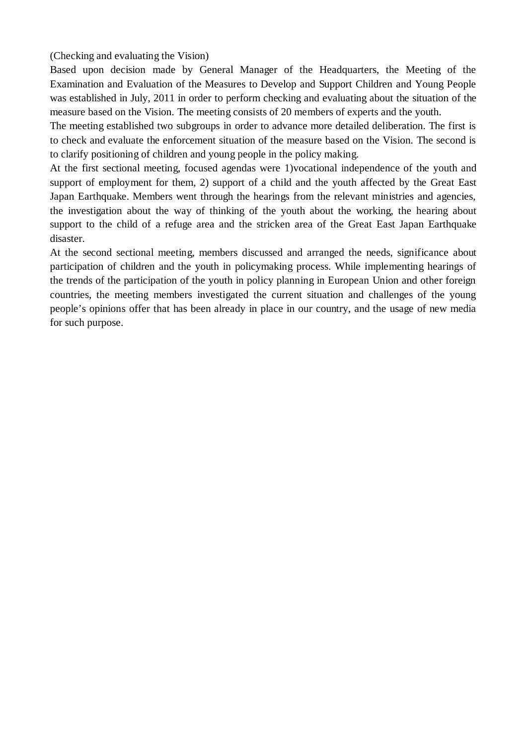(Checking and evaluating the Vision)

Based upon decision made by General Manager of the Headquarters, the Meeting of the Examination and Evaluation of the Measures to Develop and Support Children and Young People was established in July, 2011 in order to perform checking and evaluating about the situation of the measure based on the Vision. The meeting consists of 20 members of experts and the youth.

The meeting established two subgroups in order to advance more detailed deliberation. The first is to check and evaluate the enforcement situation of the measure based on the Vision. The second is to clarify positioning of children and young people in the policy making.

At the first sectional meeting, focused agendas were 1)vocational independence of the youth and support of employment for them, 2) support of a child and the youth affected by the Great East Japan Earthquake. Members went through the hearings from the relevant ministries and agencies, the investigation about the way of thinking of the youth about the working, the hearing about support to the child of a refuge area and the stricken area of the Great East Japan Earthquake disaster.

At the second sectional meeting, members discussed and arranged the needs, significance about participation of children and the youth in policymaking process. While implementing hearings of the trends of the participation of the youth in policy planning in European Union and other foreign countries, the meeting members investigated the current situation and challenges of the young people's opinions offer that has been already in place in our country, and the usage of new media for such purpose.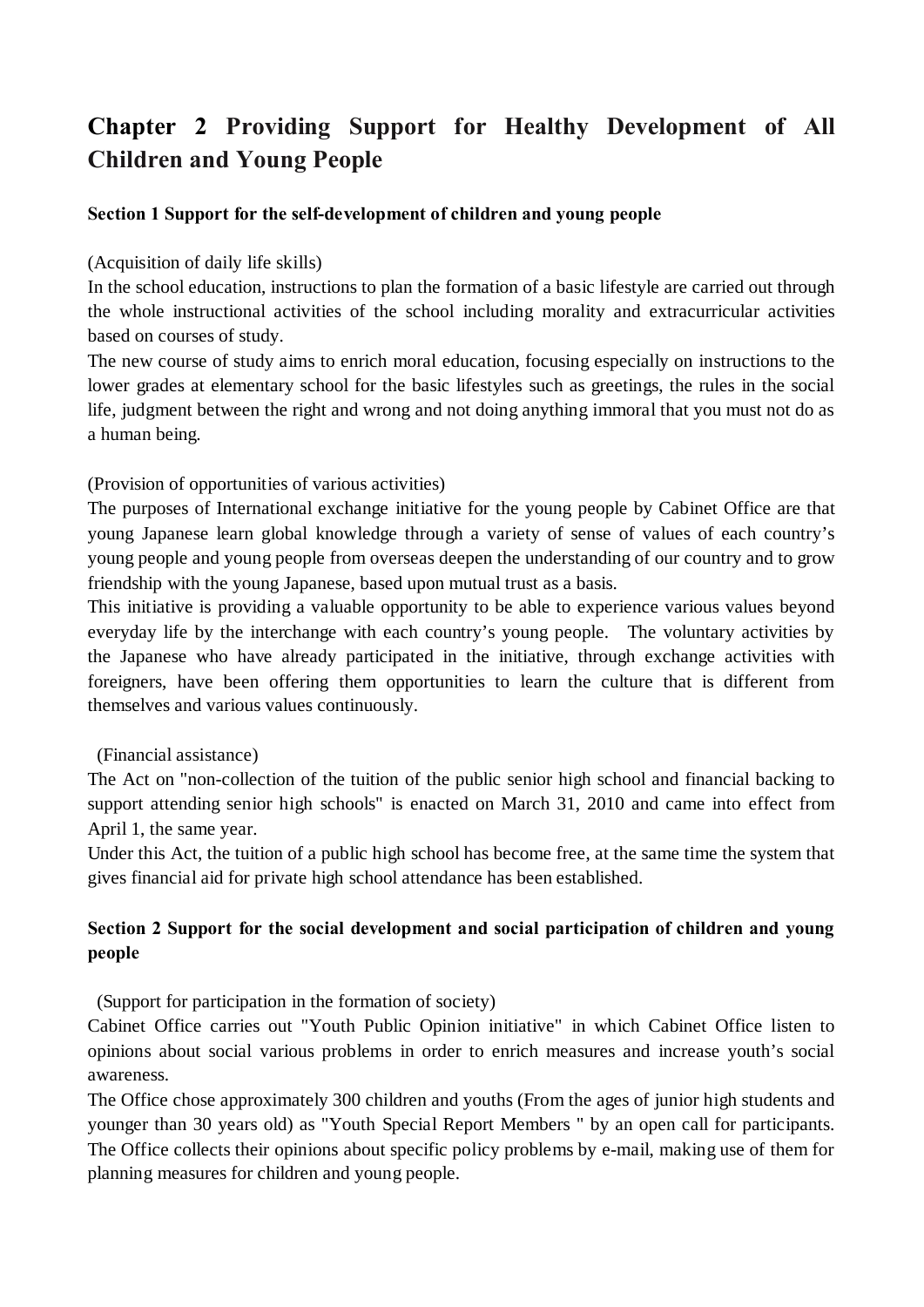# Chapter 2 Providing Support for Healthy Development of All Children and Young People

### Section 1 Support for the self-development of children and young people

(Acquisition of daily life skills)

In the school education, instructions to plan the formation of a basic lifestyle are carried out through the whole instructional activities of the school including morality and extracurricular activities based on courses of study.

The new course of study aims to enrich moral education, focusing especially on instructions to the lower grades at elementary school for the basic lifestyles such as greetings, the rules in the social life, judgment between the right and wrong and not doing anything immoral that you must not do as a human being.

(Provision of opportunities of various activities)

The purposes of International exchange initiative for the young people by Cabinet Office are that young Japanese learn global knowledge through a variety of sense of values of each country's young people and young people from overseas deepen the understanding of our country and to grow friendship with the young Japanese, based upon mutual trust as a basis.

This initiative is providing a valuable opportunity to be able to experience various values beyond everyday life by the interchange with each country's young people. The voluntary activities by the Japanese who have already participated in the initiative, through exchange activities with foreigners, have been offering them opportunities to learn the culture that is different from themselves and various values continuously.

(Financial assistance)

The Act on "non-collection of the tuition of the public senior high school and financial backing to support attending senior high schools" is enacted on March 31, 2010 and came into effect from April 1, the same year.

Under this Act, the tuition of a public high school has become free, at the same time the system that gives financial aid for private high school attendance has been established.

### Section 2 Support for the social development and social participation of children and young people

(Support for participation in the formation of society)

Cabinet Office carries out "Youth Public Opinion initiative" in which Cabinet Office listen to opinions about social various problems in order to enrich measures and increase youth's social awareness.

The Office chose approximately 300 children and youths (From the ages of junior high students and younger than 30 years old) as "Youth Special Report Members " by an open call for participants. The Office collects their opinions about specific policy problems by e-mail, making use of them for planning measures for children and young people.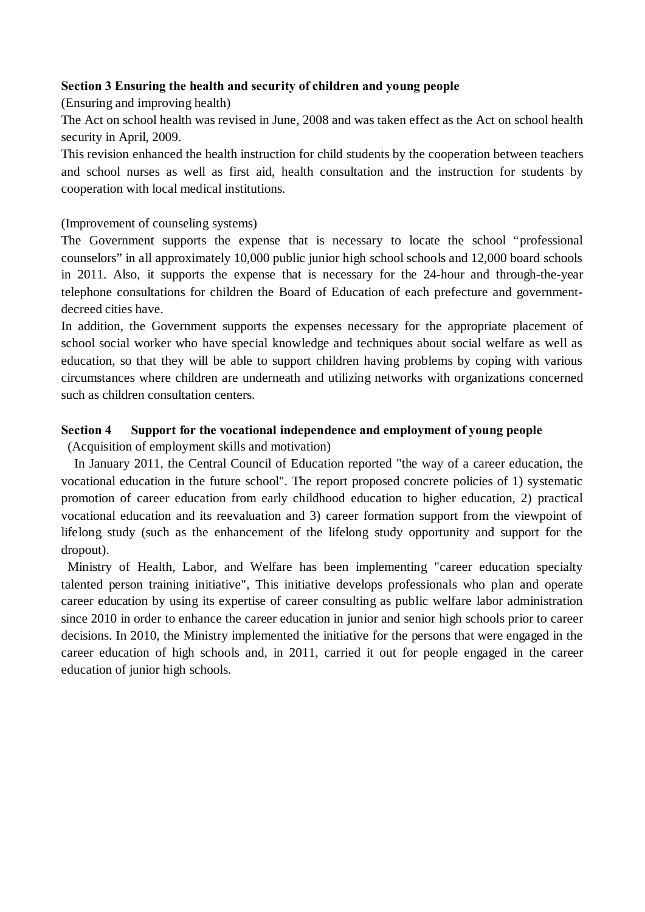**Section 3 Ensuring the health and security of children and young people**

(Ensuring and improving health)

The Act on school health was revised in June, 2008 and was taken effect as the Act on school health security in April, 2009.

This revision enhanced the health instruction for child students by the cooperation between teachers and school nurses as well as first aid, health consultation and the instruction for students by cooperation with local medical institutions.

(Improvement of counseling systems)

The Government supports the expense that is necessary to locate the school "professional counselors" in all approximately 10,000 public junior high school schools and 12,000 board schools in 2011. Also, it supports the expense that is necessary for the 24-hour and through-the-year telephone consultations for children the Board of Education of each prefecture and government-decreed cities have.

In addition, the Government supports the expenses necessary for the appropriate placement of school social worker who have special knowledge and techniques about social welfare as well as education, so that they will be able to support children having problems by coping with various circumstances where children are underneath and utilizing networks with organizations concerned such as children consultation centers.

**Section 4 Support for the vocational independence and employment of young people**

(Acquisition of employment skills and motivation)

In January 2011, the Central Council of Education reported "the way of a career education, the vocational education in the future school". The report proposed concrete policies of 1) systematic promotion of career education from early childhood education to higher education, 2) practical vocational education and its reevaluation and 3) career formation support from the viewpoint of lifelong study (such as the enhancement of the lifelong study opportunity and support for the dropout).

Ministry of Health, Labor, and Welfare has been implementing "career education specialty talented person training initiative", This initiative develops professionals who plan and operate career education by using its expertise of career consulting as public welfare labor administration since 2010 in order to enhance the career education in junior and senior high schools prior to career decisions. In 2010, the Ministry implemented the initiative for the persons that were engaged in the career education of high schools and, in 2011, carried it out for people engaged in the career education of junior high schools.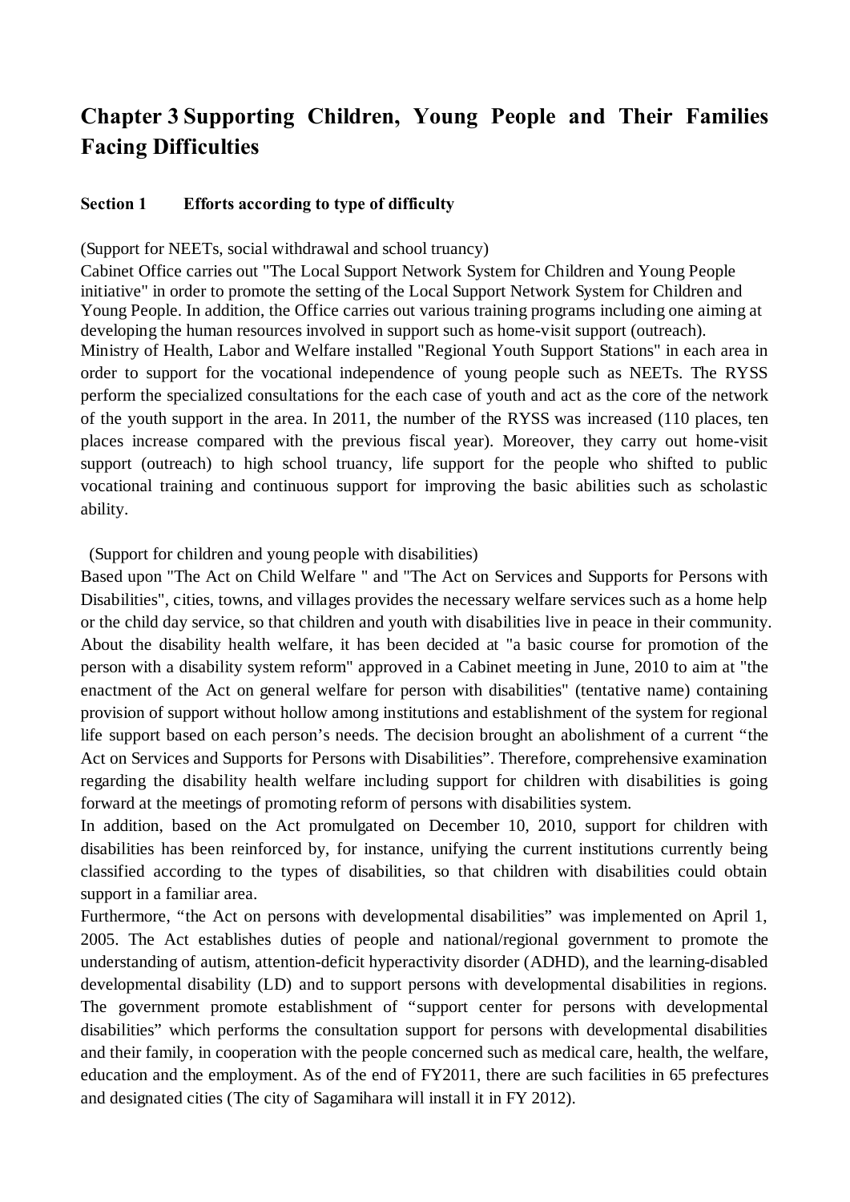# Chapter 3 Supporting Children, Young People and Their Families Facing Difficulties

## Section 1 Efforts according to type of difficulty

(Support for NEETs, social withdrawal and school truancy)

Cabinet Office carries out "The Local Support Network System for Children and Young People initiative" in order to promote the setting of the Local Support Network System for Children and Young People. In addition, the Office carries out various training programs including one aiming at developing the human resources involved in support such as home-visit support (outreach).

Ministry of Health, Labor and Welfare installed "Regional Youth Support Stations" in each area in order to support for the vocational independence of young people such as NEETs. The RYSS perform the specialized consultations for the each case of youth and act as the core of the network of the youth support in the area. In 2011, the number of the RYSS was increased (110 places, ten places increase compared with the previous fiscal year). Moreover, they carry out home-visit support (outreach) to high school truancy, life support for the people who shifted to public vocational training and continuous support for improving the basic abilities such as scholastic ability.

(Support for children and young people with disabilities)

Based upon "The Act on Child Welfare " and "The Act on Services and Supports for Persons with Disabilities", cities, towns, and villages provides the necessary welfare services such as a home help or the child day service, so that children and youth with disabilities live in peace in their community. About the disability health welfare, it has been decided at "a basic course for promotion of the person with a disability system reform" approved in a Cabinet meeting in June, 2010 to aim at "the enactment of the Act on general welfare for person with disabilities" (tentative name) containing provision of support without hollow among institutions and establishment of the system for regional life support based on each person’s needs. The decision brought an abolishment of a current “the Act on Services and Supports for Persons with Disabilities”. Therefore, comprehensive examination regarding the disability health welfare including support for children with disabilities is going forward at the meetings of promoting reform of persons with disabilities system.

In addition, based on the Act promulgated on December 10, 2010, support for children with disabilities has been reinforced by, for instance, unifying the current institutions currently being classified according to the types of disabilities, so that children with disabilities could obtain support in a familiar area.

Furthermore, “the Act on persons with developmental disabilities” was implemented on April 1, 2005. The Act establishes duties of people and national/regional government to promote the understanding of autism, attention-deficit hyperactivity disorder (ADHD), and the learning-disabled developmental disability (LD) and to support persons with developmental disabilities in regions. The government promote establishment of “support center for persons with developmental disabilities” which performs the consultation support for persons with developmental disabilities and their family, in cooperation with the people concerned such as medical care, health, the welfare, education and the employment. As of the end of FY2011, there are such facilities in 65 prefectures and designated cities (The city of Sagamihara will install it in FY 2012).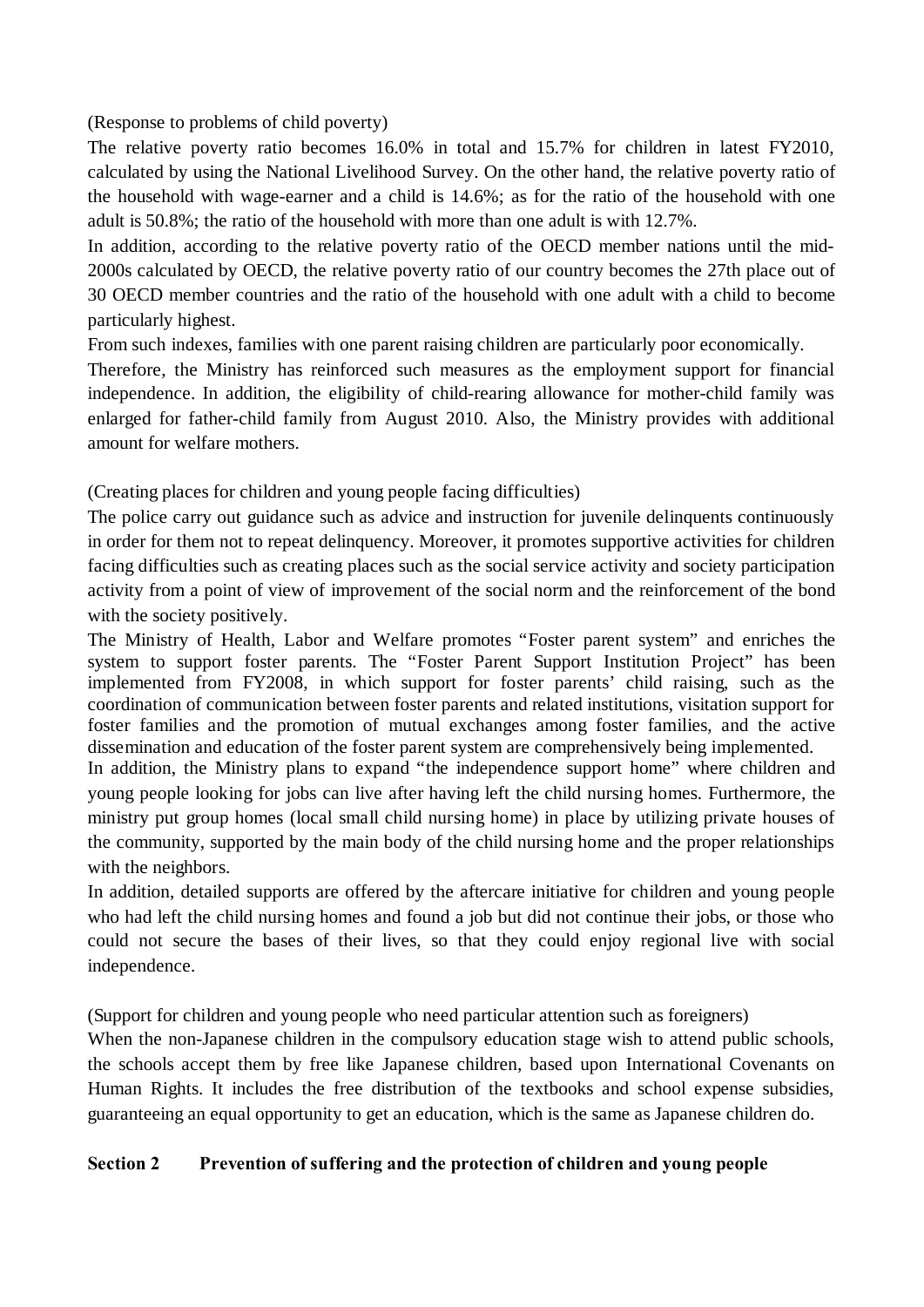(Response to problems of child poverty)

The relative poverty ratio becomes 16.0% in total and 15.7% for children in latest FY2010, calculated by using the National Livelihood Survey. On the other hand, the relative poverty ratio of the household with wage-earner and a child is 14.6%; as for the ratio of the household with one adult is 50.8%; the ratio of the household with more than one adult is with 12.7%.

In addition, according to the relative poverty ratio of the OECD member nations until the mid-2000s calculated by OECD, the relative poverty ratio of our country becomes the 27th place out of 30 OECD member countries and the ratio of the household with one adult with a child to become particularly highest.

From such indexes, families with one parent raising children are particularly poor economically.

Therefore, the Ministry has reinforced such measures as the employment support for financial independence. In addition, the eligibility of child-rearing allowance for mother-child family was enlarged for father-child family from August 2010. Also, the Ministry provides with additional amount for welfare mothers.

(Creating places for children and young people facing difficulties)

The police carry out guidance such as advice and instruction for juvenile delinquents continuously in order for them not to repeat delinquency. Moreover, it promotes supportive activities for children facing difficulties such as creating places such as the social service activity and society participation activity from a point of view of improvement of the social norm and the reinforcement of the bond with the society positively.

The Ministry of Health, Labor and Welfare promotes "Foster parent system" and enriches the system to support foster parents. The "Foster Parent Support Institution Project" has been implemented from FY2008, in which support for foster parents' child raising, such as the coordination of communication between foster parents and related institutions, visitation support for foster families and the promotion of mutual exchanges among foster families, and the active dissemination and education of the foster parent system are comprehensively being implemented.

In addition, the Ministry plans to expand "the independence support home" where children and young people looking for jobs can live after having left the child nursing homes. Furthermore, the ministry put group homes (local small child nursing home) in place by utilizing private houses of the community, supported by the main body of the child nursing home and the proper relationships with the neighbors.

In addition, detailed supports are offered by the aftercare initiative for children and young people who had left the child nursing homes and found a job but did not continue their jobs, or those who could not secure the bases of their lives, so that they could enjoy regional live with social independence.

(Support for children and young people who need particular attention such as foreigners)

When the non-Japanese children in the compulsory education stage wish to attend public schools, the schools accept them by free like Japanese children, based upon International Covenants on Human Rights. It includes the free distribution of the textbooks and school expense subsidies, guaranteeing an equal opportunity to get an education, which is the same as Japanese children do.

## Section 2 Prevention of suffering and the protection of children and young people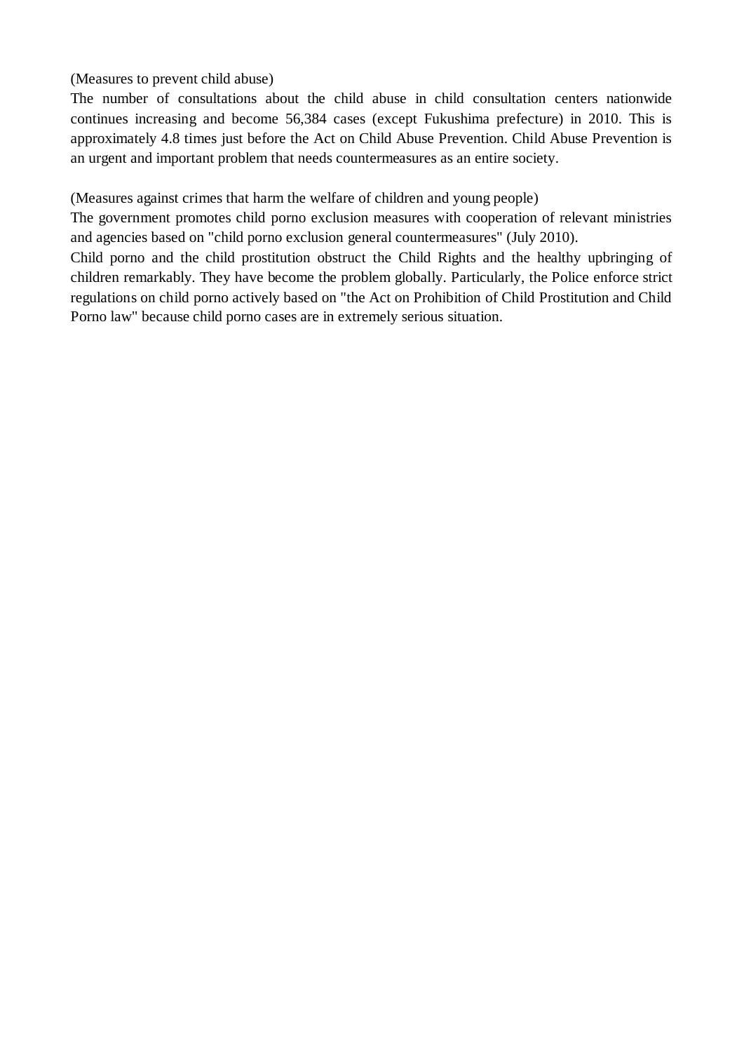(Measures to prevent child abuse)

The number of consultations about the child abuse in child consultation centers nationwide continues increasing and become 56,384 cases (except Fukushima prefecture) in 2010. This is approximately 4.8 times just before the Act on Child Abuse Prevention. Child Abuse Prevention is an urgent and important problem that needs countermeasures as an entire society.

(Measures against crimes that harm the welfare of children and young people)

The government promotes child porno exclusion measures with cooperation of relevant ministries and agencies based on "child porno exclusion general countermeasures" (July 2010).

Child porno and the child prostitution obstruct the Child Rights and the healthy upbringing of children remarkably. They have become the problem globally. Particularly, the Police enforce strict regulations on child porno actively based on "the Act on Prohibition of Child Prostitution and Child Porno law" because child porno cases are in extremely serious situation.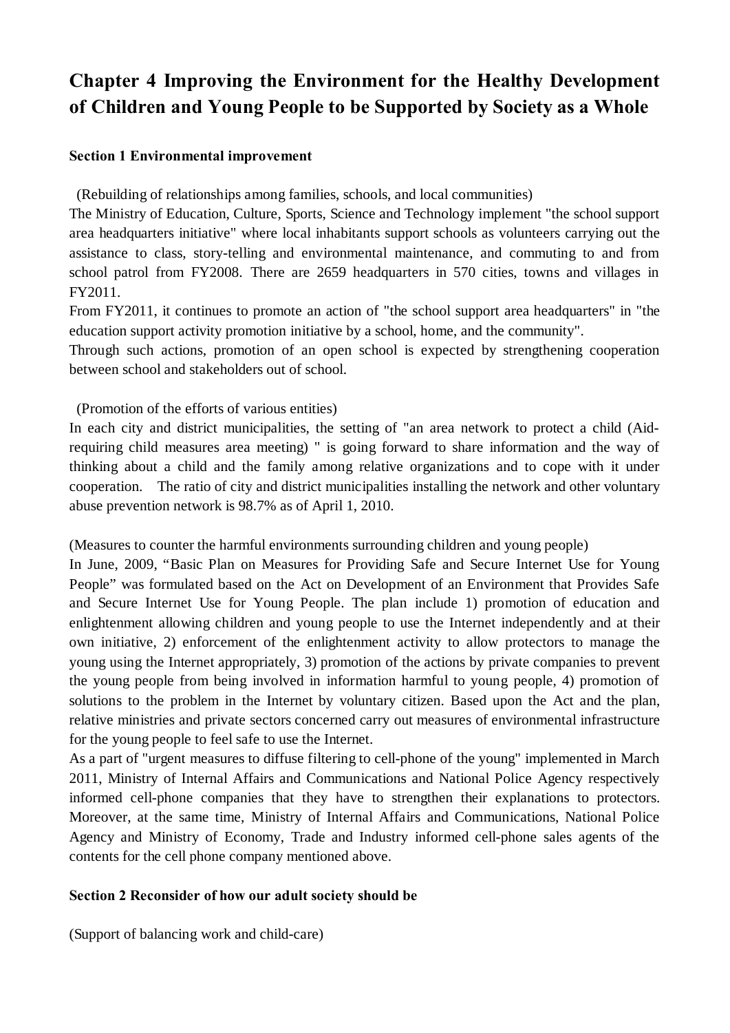# Chapter 4 Improving the Environment for the Healthy Development of Children and Young People to be Supported by Society as a Whole

### Section 1 Environmental improvement

(Rebuilding of relationships among families, schools, and local communities)

The Ministry of Education, Culture, Sports, Science and Technology implement "the school support area headquarters initiative" where local inhabitants support schools as volunteers carrying out the assistance to class, story-telling and environmental maintenance, and commuting to and from school patrol from FY2008. There are 2659 headquarters in 570 cities, towns and villages in FY2011.

From FY2011, it continues to promote an action of "the school support area headquarters" in "the education support activity promotion initiative by a school, home, and the community".

Through such actions, promotion of an open school is expected by strengthening cooperation between school and stakeholders out of school.

(Promotion of the efforts of various entities)

In each city and district municipalities, the setting of "an area network to protect a child (Aid-requiring child measures area meeting) " is going forward to share information and the way of thinking about a child and the family among relative organizations and to cope with it under cooperation. The ratio of city and district municipalities installing the network and other voluntary abuse prevention network is 98.7% as of April 1, 2010.

(Measures to counter the harmful environments surrounding children and young people)

In June, 2009, "Basic Plan on Measures for Providing Safe and Secure Internet Use for Young People" was formulated based on the Act on Development of an Environment that Provides Safe and Secure Internet Use for Young People. The plan include 1) promotion of education and enlightenment allowing children and young people to use the Internet independently and at their own initiative, 2) enforcement of the enlightenment activity to allow protectors to manage the young using the Internet appropriately, 3) promotion of the actions by private companies to prevent the young people from being involved in information harmful to young people, 4) promotion of solutions to the problem in the Internet by voluntary citizen. Based upon the Act and the plan, relative ministries and private sectors concerned carry out measures of environmental infrastructure for the young people to feel safe to use the Internet.

As a part of "urgent measures to diffuse filtering to cell-phone of the young" implemented in March 2011, Ministry of Internal Affairs and Communications and National Police Agency respectively informed cell-phone companies that they have to strengthen their explanations to protectors. Moreover, at the same time, Ministry of Internal Affairs and Communications, National Police Agency and Ministry of Economy, Trade and Industry informed cell-phone sales agents of the contents for the cell phone company mentioned above.

### Section 2 Reconsider of how our adult society should be

(Support of balancing work and child-care)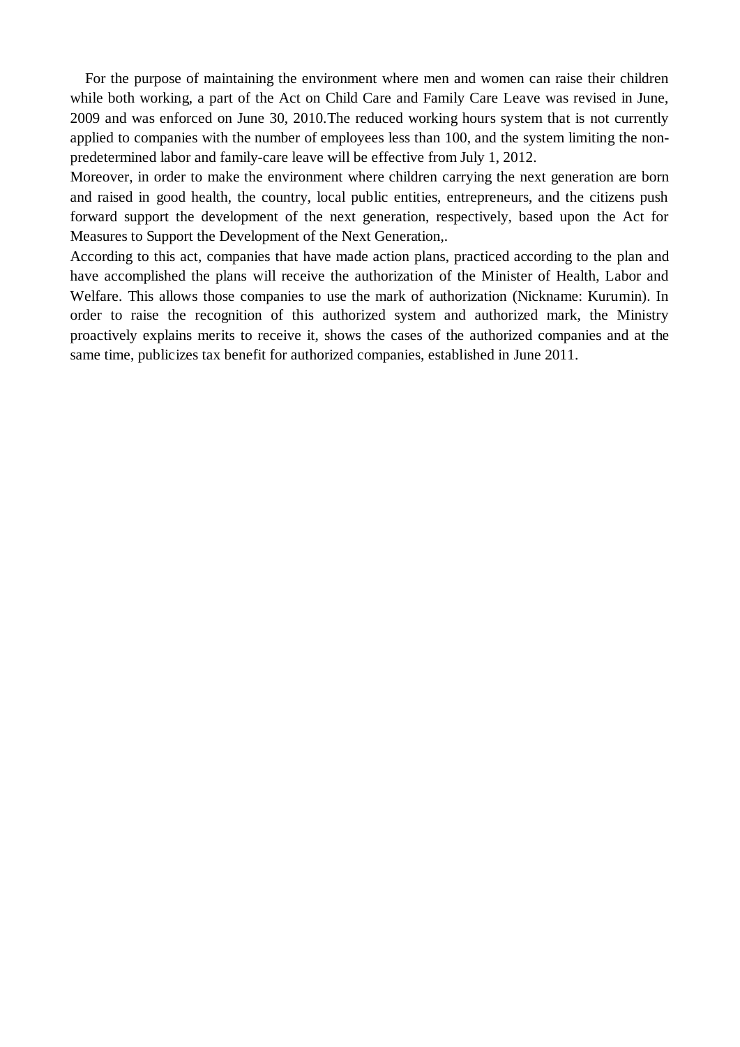For the purpose of maintaining the environment where men and women can raise their children while both working, a part of the Act on Child Care and Family Care Leave was revised in June, 2009 and was enforced on June 30, 2010.The reduced working hours system that is not currently applied to companies with the number of employees less than 100, and the system limiting the non-predetermined labor and family-care leave will be effective from July 1, 2012.

Moreover, in order to make the environment where children carrying the next generation are born and raised in good health, the country, local public entities, entrepreneurs, and the citizens push forward support the development of the next generation, respectively, based upon the Act for Measures to Support the Development of the Next Generation,.

According to this act, companies that have made action plans, practiced according to the plan and have accomplished the plans will receive the authorization of the Minister of Health, Labor and Welfare. This allows those companies to use the mark of authorization (Nickname: Kurumin). In order to raise the recognition of this authorized system and authorized mark, the Ministry proactively explains merits to receive it, shows the cases of the authorized companies and at the same time, publicizes tax benefit for authorized companies, established in June 2011.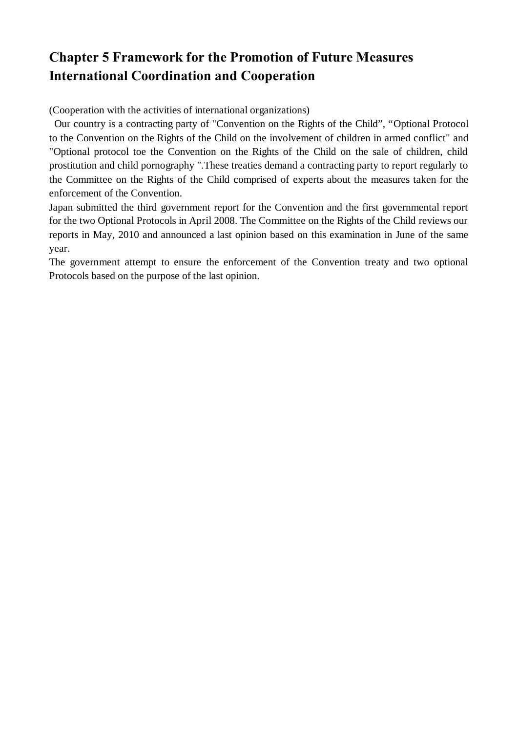## Chapter 5 Framework for the Promotion of Future Measures International Coordination and Cooperation

(Cooperation with the activities of international organizations)

Our country is a contracting party of "Convention on the Rights of the Child", "Optional Protocol to the Convention on the Rights of the Child on the involvement of children in armed conflict" and "Optional protocol toe the Convention on the Rights of the Child on the sale of children, child prostitution and child pornography ".These treaties demand a contracting party to report regularly to the Committee on the Rights of the Child comprised of experts about the measures taken for the enforcement of the Convention.

Japan submitted the third government report for the Convention and the first governmental report for the two Optional Protocols in April 2008. The Committee on the Rights of the Child reviews our reports in May, 2010 and announced a last opinion based on this examination in June of the same year.

The government attempt to ensure the enforcement of the Convention treaty and two optional Protocols based on the purpose of the last opinion.